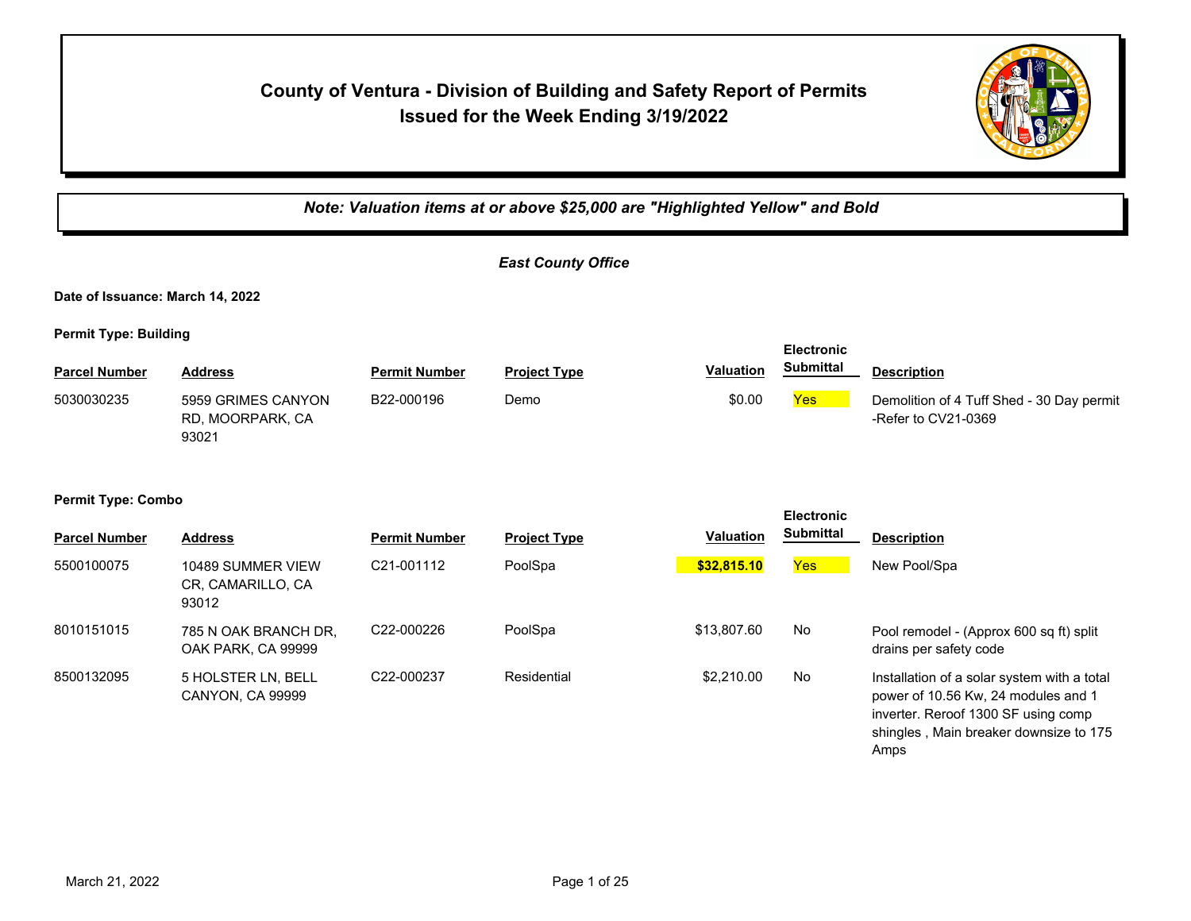# County of Ventura - Division of Building and Safety Report of Permits Issued for the Week Ending 3/19/2022

***Note: Valuation items at or above $25,000 are "Highlighted Yellow" and Bold***

## *East County Office*

**Date of Issuance: March 14, 2022**

**Permit Type: Building**

| Parcel Number | Address | Permit Number | Project Type | Valuation | Electronic Submittal | Description |
|---|---|---|---|---|---|---|
| 5030030235 | 5959 GRIMES CANYON RD, MOORPARK, CA 93021 | B22-000196 | Demo | $0.00 | Yes | Demolition of 4 Tuff Shed - 30 Day permit -Refer to CV21-0369 |

**Permit Type: Combo**

| Parcel Number | Address | Permit Number | Project Type | Valuation | Electronic Submittal | Description |
|---|---|---|---|---|---|---|
| 5500100075 | 10489 SUMMER VIEW CR, CAMARILLO, CA 93012 | C21-001112 | PoolSpa | **$32,815.10** | Yes | New Pool/Spa |
| 8010151015 | 785 N OAK BRANCH DR, OAK PARK, CA 99999 | C22-000226 | PoolSpa | $13,807.60 | No | Pool remodel - (Approx 600 sq ft) split drains per safety code |
| 8500132095 | 5 HOLSTER LN, BELL CANYON, CA 99999 | C22-000237 | Residential | $2,210.00 | No | Installation of a solar system with a total power of 10.56 Kw, 24 modules and 1 inverter. Reroof 1300 SF using comp shingles , Main breaker downsize to 175 Amps |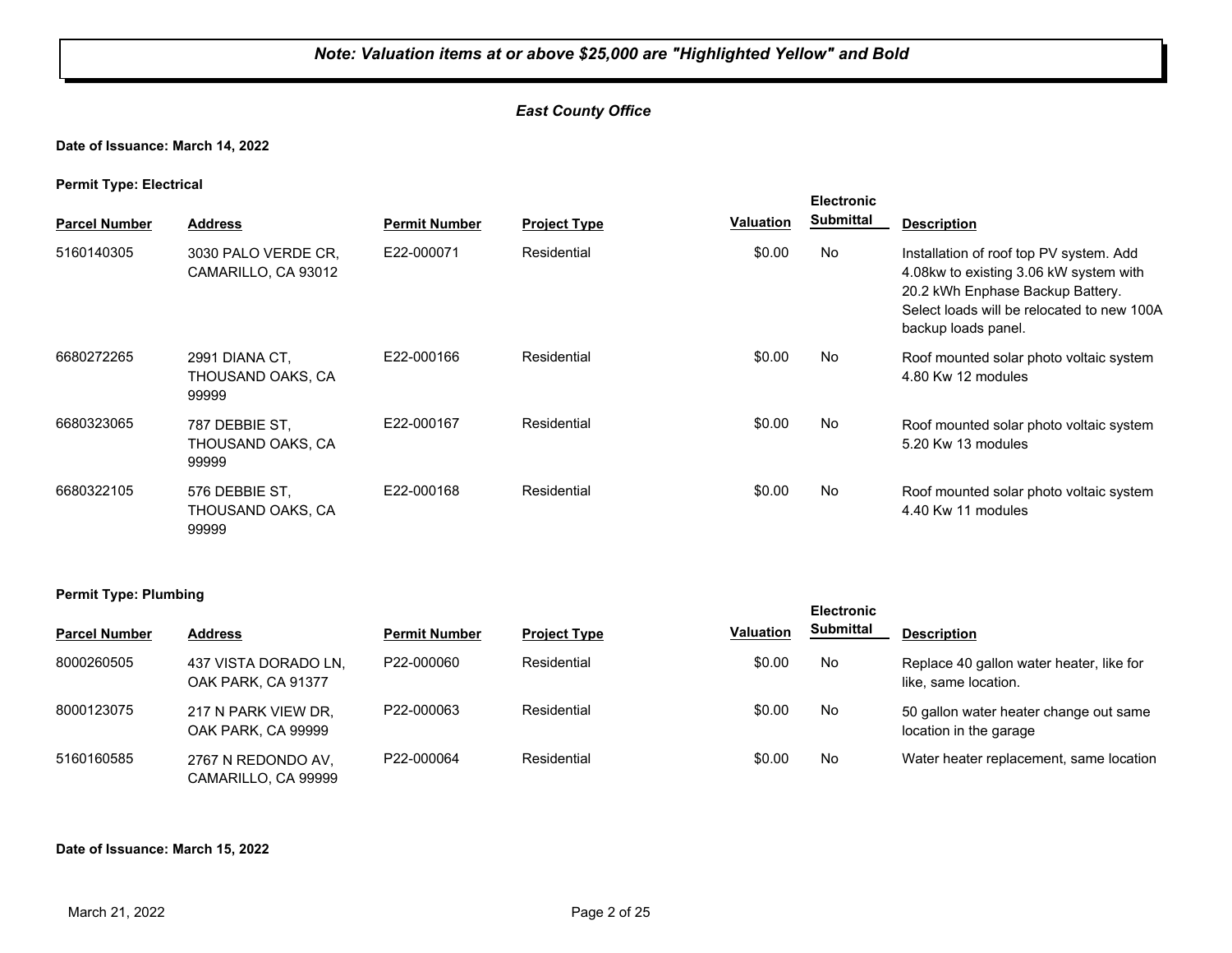***Note: Valuation items at or above $25,000 are "Highlighted Yellow" and Bold***

***East County Office***

**Date of Issuance: March 14, 2022**

**Permit Type: Electrical**

| Parcel Number | Address | Permit Number | Project Type | Valuation | Electronic Submittal | Description |
|---|---|---|---|---|---|---|
| 5160140305 | 3030 PALO VERDE CR, CAMARILLO, CA 93012 | E22-000071 | Residential | $0.00 | No | Installation of roof top PV system. Add 4.08kw to existing 3.06 kW system with 20.2 kWh Enphase Backup Battery. Select loads will be relocated to new 100A backup loads panel. |
| 6680272265 | 2991 DIANA CT, THOUSAND OAKS, CA 99999 | E22-000166 | Residential | $0.00 | No | Roof mounted solar photo voltaic system 4.80 Kw 12 modules |
| 6680323065 | 787 DEBBIE ST, THOUSAND OAKS, CA 99999 | E22-000167 | Residential | $0.00 | No | Roof mounted solar photo voltaic system 5.20 Kw 13 modules |
| 6680322105 | 576 DEBBIE ST, THOUSAND OAKS, CA 99999 | E22-000168 | Residential | $0.00 | No | Roof mounted solar photo voltaic system 4.40 Kw 11 modules |

**Permit Type: Plumbing**

| Parcel Number | Address | Permit Number | Project Type | Valuation | Electronic Submittal | Description |
|---|---|---|---|---|---|---|
| 8000260505 | 437 VISTA DORADO LN, OAK PARK, CA 91377 | P22-000060 | Residential | $0.00 | No | Replace 40 gallon water heater, like for like, same location. |
| 8000123075 | 217 N PARK VIEW DR, OAK PARK, CA 99999 | P22-000063 | Residential | $0.00 | No | 50 gallon water heater change out same location in the garage |
| 5160160585 | 2767 N REDONDO AV, CAMARILLO, CA 99999 | P22-000064 | Residential | $0.00 | No | Water heater replacement, same location |

**Date of Issuance: March 15, 2022**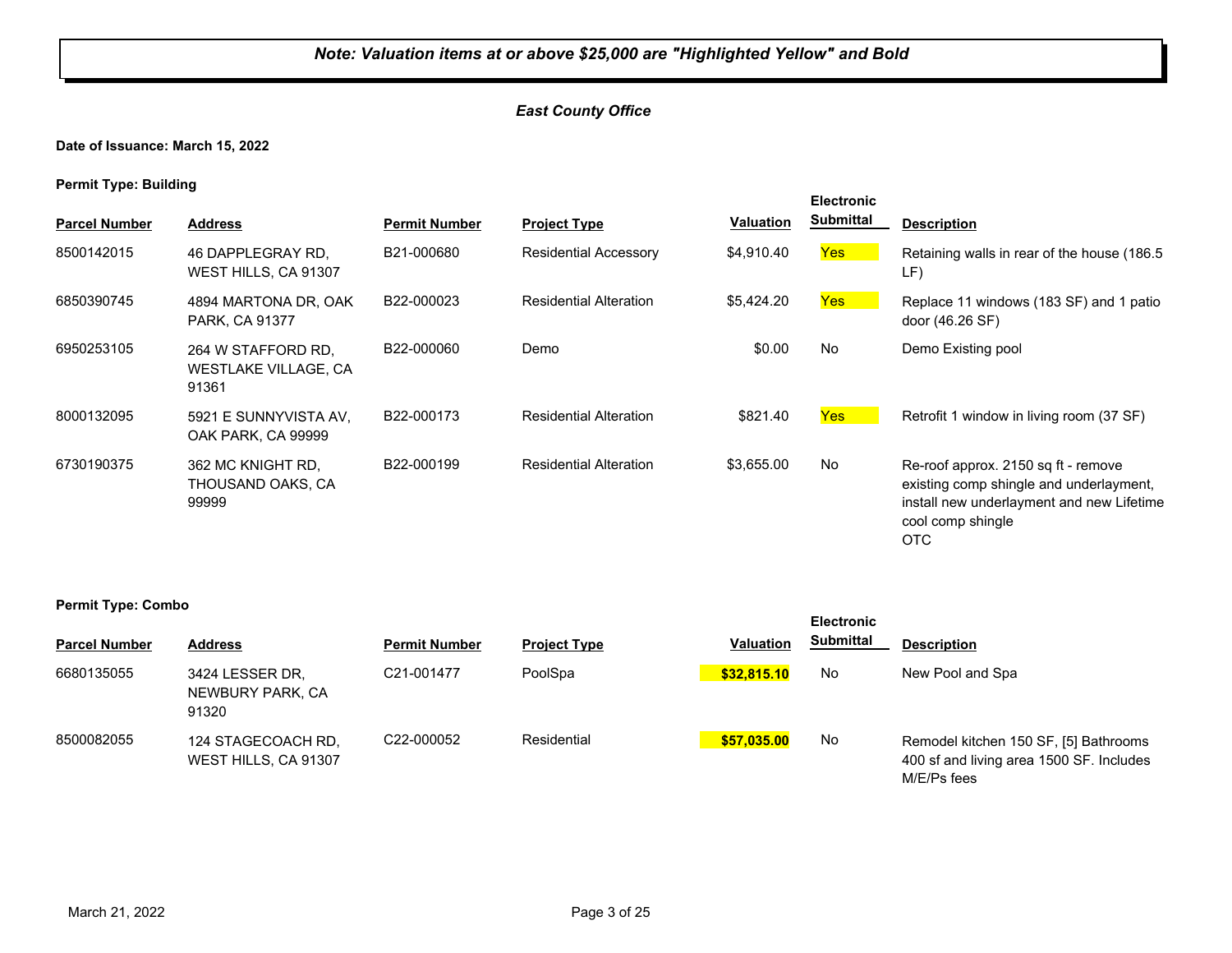***Note: Valuation items at or above $25,000 are "Highlighted Yellow" and Bold***

***East County Office***

**Date of Issuance: March 15, 2022**

**Permit Type: Building**

| Parcel Number | Address | Permit Number | Project Type | Valuation | Electronic Submittal | Description |
|---|---|---|---|---|---|---|
| 8500142015 | 46 DAPPLEGRAY RD, WEST HILLS, CA 91307 | B21-000680 | Residential Accessory | $4,910.40 | Yes | Retaining walls in rear of the house (186.5 LF) |
| 6850390745 | 4894 MARTONA DR, OAK PARK, CA 91377 | B22-000023 | Residential Alteration | $5,424.20 | Yes | Replace 11 windows (183 SF) and 1 patio door (46.26 SF) |
| 6950253105 | 264 W STAFFORD RD, WESTLAKE VILLAGE, CA 91361 | B22-000060 | Demo | $0.00 | No | Demo Existing pool |
| 8000132095 | 5921 E SUNNYVISTA AV, OAK PARK, CA 99999 | B22-000173 | Residential Alteration | $821.40 | Yes | Retrofit 1 window in living room (37 SF) |
| 6730190375 | 362 MC KNIGHT RD, THOUSAND OAKS, CA 99999 | B22-000199 | Residential Alteration | $3,655.00 | No | Re-roof approx. 2150 sq ft - remove existing comp shingle and underlayment, install new underlayment and new Lifetime cool comp shingle OTC |

**Permit Type: Combo**

| Parcel Number | Address | Permit Number | Project Type | Valuation | Electronic Submittal | Description |
|---|---|---|---|---|---|---|
| 6680135055 | 3424 LESSER DR, NEWBURY PARK, CA 91320 | C21-001477 | PoolSpa | **$32,815.10** | No | New Pool and Spa |
| 8500082055 | 124 STAGECOACH RD, WEST HILLS, CA 91307 | C22-000052 | Residential | **$57,035.00** | No | Remodel kitchen 150 SF, [5] Bathrooms 400 sf and living area 1500 SF. Includes M/E/Ps fees |

March 21, 2022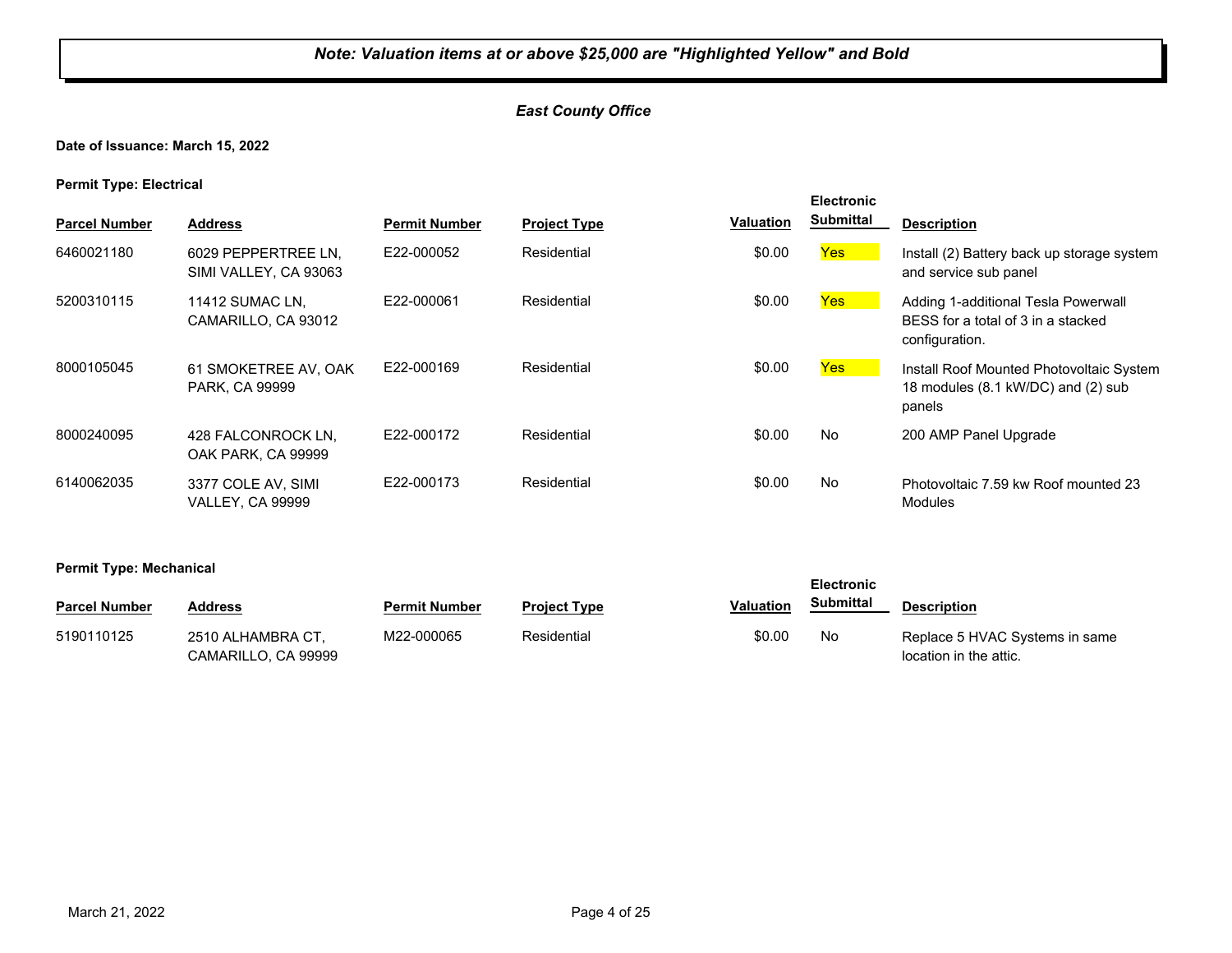***Note: Valuation items at or above $25,000 are "Highlighted Yellow" and Bold***

***East County Office***

**Date of Issuance: March 15, 2022**

**Permit Type: Electrical**

| Parcel Number | Address | Permit Number | Project Type | Valuation | Electronic Submittal | Description |
|---|---|---|---|---|---|---|
| 6460021180 | 6029 PEPPERTREE LN, SIMI VALLEY, CA 93063 | E22-000052 | Residential | $0.00 | Yes | Install (2) Battery back up storage system and service sub panel |
| 5200310115 | 11412 SUMAC LN, CAMARILLO, CA 93012 | E22-000061 | Residential | $0.00 | Yes | Adding 1-additional Tesla Powerwall BESS for a total of 3 in a stacked configuration. |
| 8000105045 | 61 SMOKETREE AV, OAK PARK, CA 99999 | E22-000169 | Residential | $0.00 | Yes | Install Roof Mounted Photovoltaic System 18 modules (8.1 kW/DC) and (2) sub panels |
| 8000240095 | 428 FALCONROCK LN, OAK PARK, CA 99999 | E22-000172 | Residential | $0.00 | No | 200 AMP Panel Upgrade |
| 6140062035 | 3377 COLE AV, SIMI VALLEY, CA 99999 | E22-000173 | Residential | $0.00 | No | Photovoltaic 7.59 kw Roof mounted 23 Modules |

**Permit Type: Mechanical**

| Parcel Number | Address | Permit Number | Project Type | Valuation | Electronic Submittal | Description |
|---|---|---|---|---|---|---|
| 5190110125 | 2510 ALHAMBRA CT, CAMARILLO, CA 99999 | M22-000065 | Residential | $0.00 | No | Replace 5 HVAC Systems in same location in the attic. |

March 21, 2022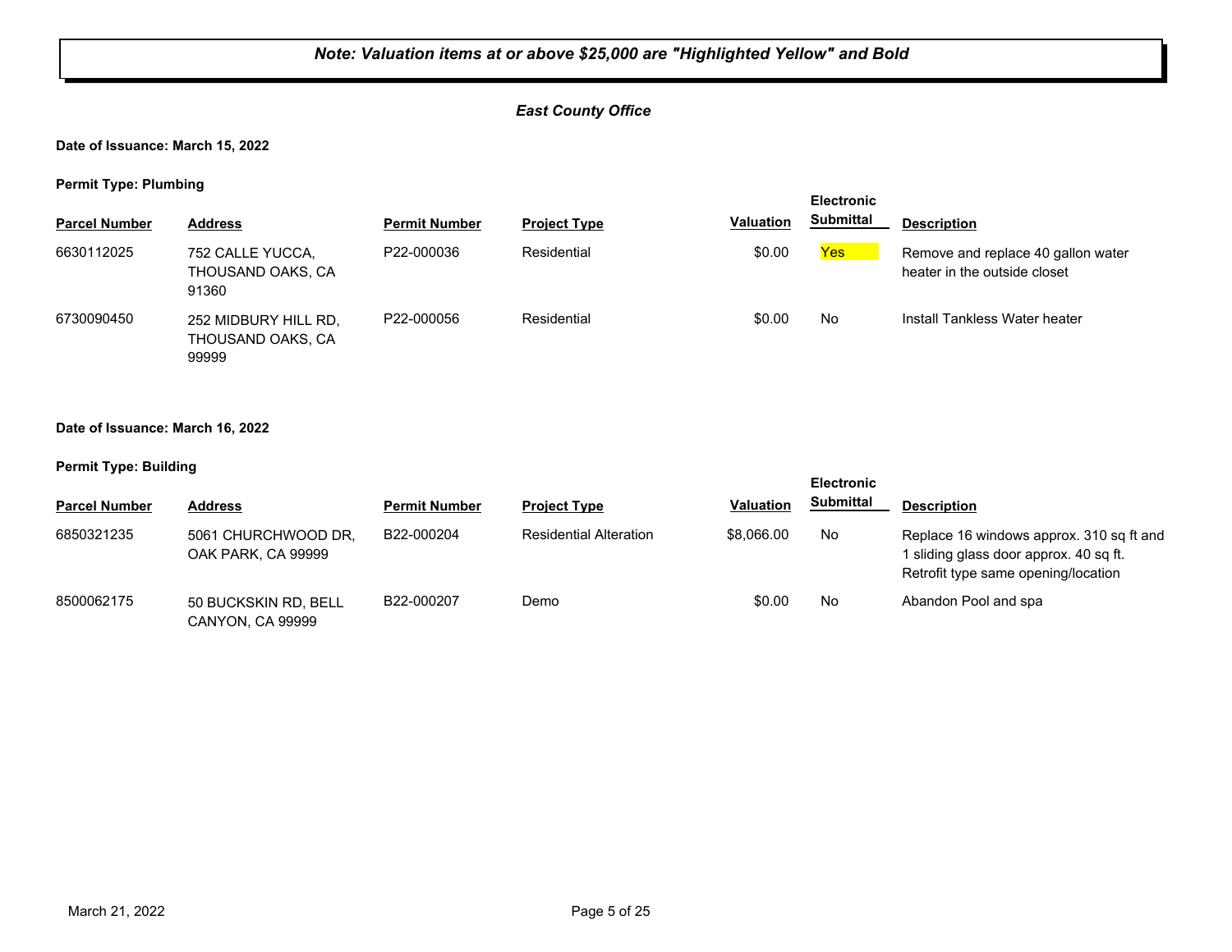***Note: Valuation items at or above $25,000 are "Highlighted Yellow" and Bold***

***East County Office***

**Date of Issuance: March 15, 2022**

**Permit Type: Plumbing**

| Parcel Number | Address | Permit Number | Project Type | Valuation | Electronic Submittal | Description |
|---|---|---|---|---|---|---|
| 6630112025 | 752 CALLE YUCCA, THOUSAND OAKS, CA 91360 | P22-000036 | Residential | $0.00 | Yes | Remove and replace 40 gallon water heater in the outside closet |
| 6730090450 | 252 MIDBURY HILL RD, THOUSAND OAKS, CA 99999 | P22-000056 | Residential | $0.00 | No | Install Tankless Water heater |

**Date of Issuance: March 16, 2022**

**Permit Type: Building**

| Parcel Number | Address | Permit Number | Project Type | Valuation | Electronic Submittal | Description |
|---|---|---|---|---|---|---|
| 6850321235 | 5061 CHURCHWOOD DR, OAK PARK, CA 99999 | B22-000204 | Residential Alteration | $8,066.00 | No | Replace 16 windows approx. 310 sq ft and 1 sliding glass door approx. 40 sq ft. Retrofit type same opening/location |
| 8500062175 | 50 BUCKSKIN RD, BELL CANYON, CA 99999 | B22-000207 | Demo | $0.00 | No | Abandon Pool and spa |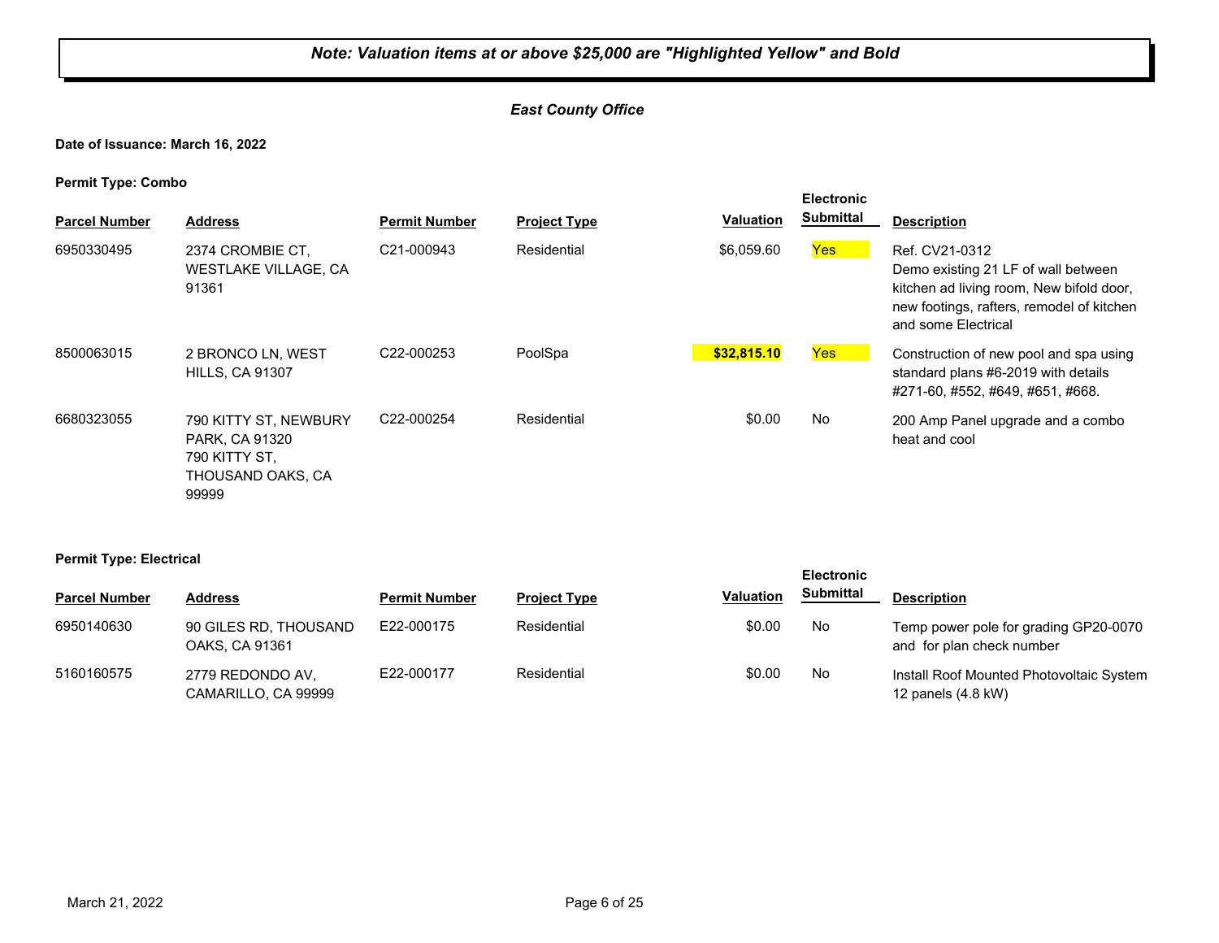*Note: Valuation items at or above $25,000 are "Highlighted Yellow" and Bold*

*East County Office*

**Date of Issuance: March 16, 2022**

**Permit Type: Combo**

| Parcel Number | Address | Permit Number | Project Type | Valuation | Electronic Submittal | Description |
|---|---|---|---|---|---|---|
| 6950330495 | 2374 CROMBIE CT, WESTLAKE VILLAGE, CA 91361 | C21-000943 | Residential | $6,059.60 | Yes | Ref. CV21-0312 Demo existing 21 LF of wall between kitchen ad living room, New bifold door, new footings, rafters, remodel of kitchen and some Electrical |
| 8500063015 | 2 BRONCO LN, WEST HILLS, CA 91307 | C22-000253 | PoolSpa | **$32,815.10** | Yes | Construction of new pool and spa using standard plans #6-2019 with details #271-60, #552, #649, #651, #668. |
| 6680323055 | 790 KITTY ST, NEWBURY PARK, CA 91320 790 KITTY ST, THOUSAND OAKS, CA 99999 | C22-000254 | Residential | $0.00 | No | 200 Amp Panel upgrade and a combo heat and cool |

**Permit Type: Electrical**

| Parcel Number | Address | Permit Number | Project Type | Valuation | Electronic Submittal | Description |
|---|---|---|---|---|---|---|
| 6950140630 | 90 GILES RD, THOUSAND OAKS, CA 91361 | E22-000175 | Residential | $0.00 | No | Temp power pole for grading GP20-0070 and for plan check number |
| 5160160575 | 2779 REDONDO AV, CAMARILLO, CA 99999 | E22-000177 | Residential | $0.00 | No | Install Roof Mounted Photovoltaic System 12 panels (4.8 kW) |

March 21, 2022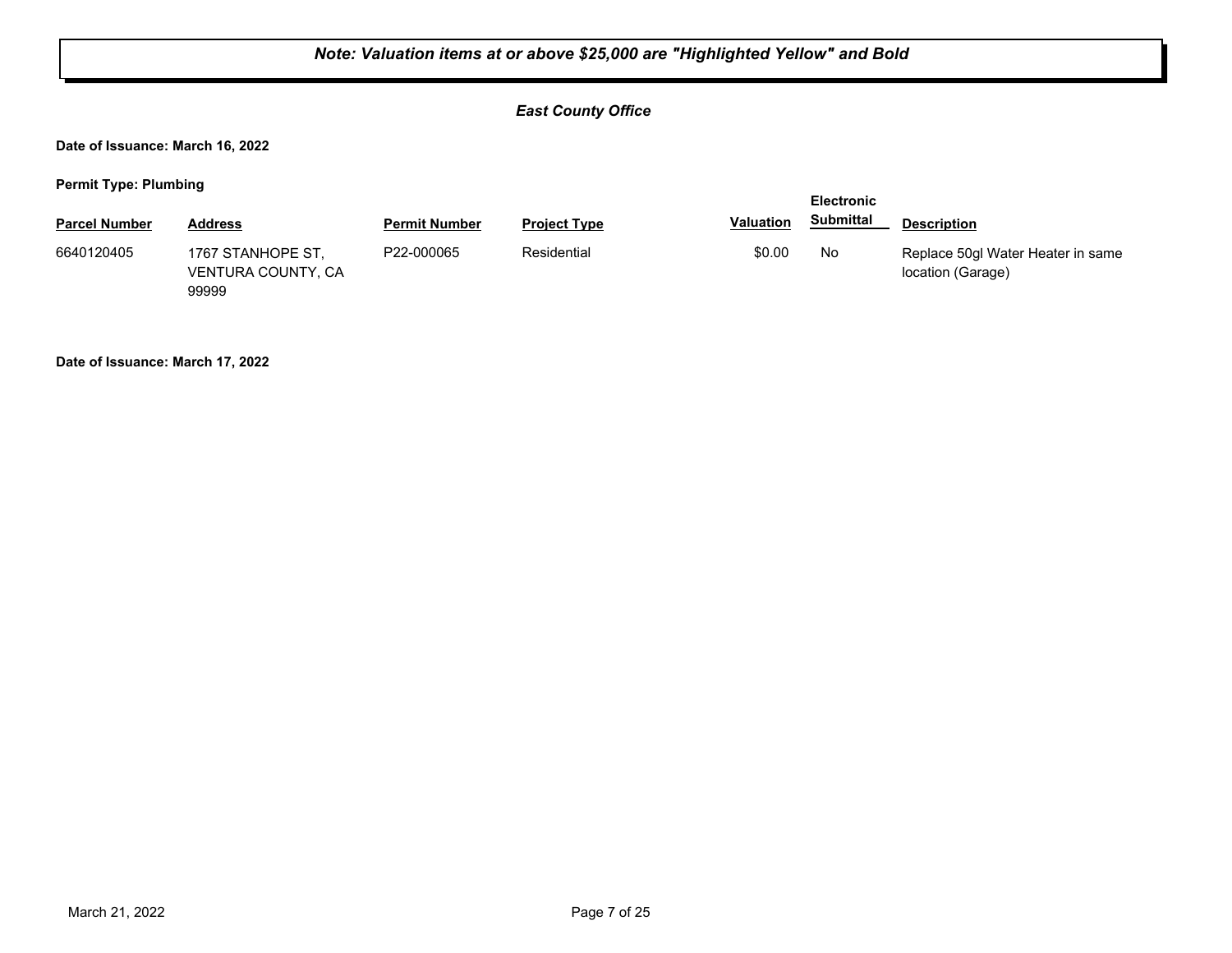***Note: Valuation items at or above $25,000 are "Highlighted Yellow" and Bold***

***East County Office***

**Date of Issuance: March 16, 2022**

**Permit Type: Plumbing**

| Parcel Number | Address | Permit Number | Project Type | Valuation | Electronic Submittal | Description |
|---|---|---|---|---|---|---|
| 6640120405 | 1767 STANHOPE ST, VENTURA COUNTY, CA 99999 | P22-000065 | Residential | $0.00 | No | Replace 50gl Water Heater in same location (Garage) |

**Date of Issuance: March 17, 2022**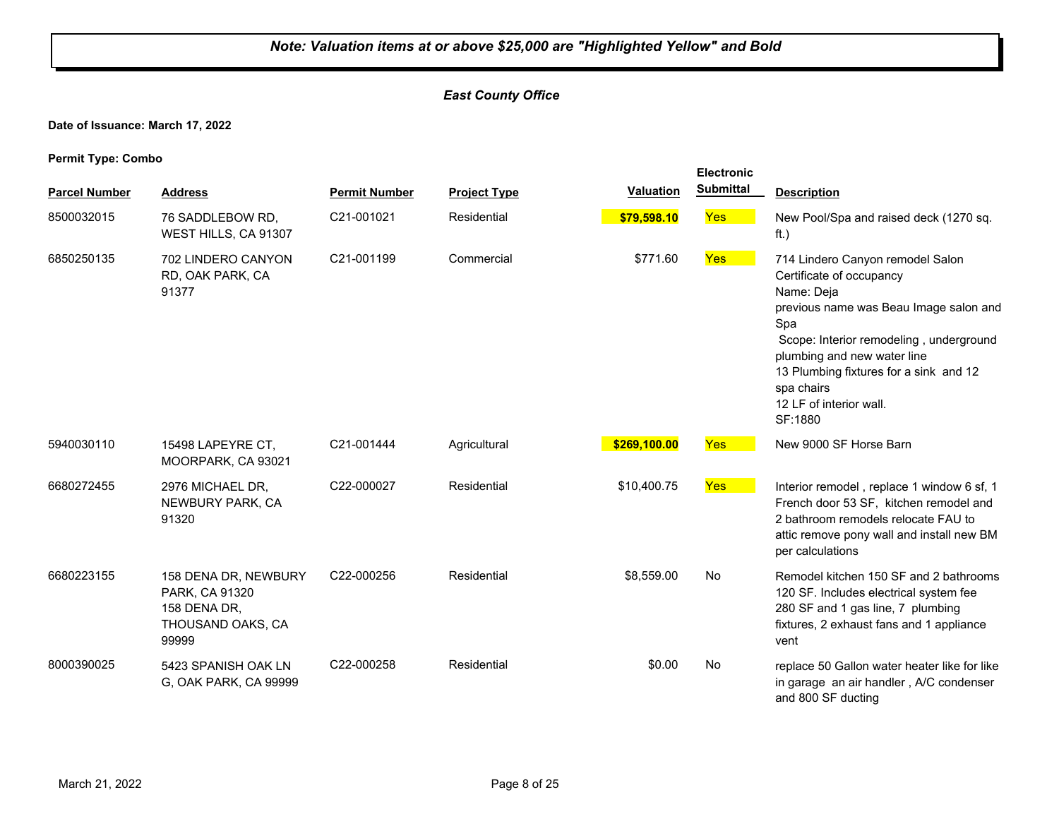***Note: Valuation items at or above $25,000 are "Highlighted Yellow" and Bold***

***East County Office***

**Date of Issuance: March 17, 2022**

**Permit Type: Combo**

| Parcel Number | Address | Permit Number | Project Type | Valuation | Electronic Submittal | Description |
|---|---|---|---|---|---|---|
| 8500032015 | 76 SADDLEBOW RD, WEST HILLS, CA 91307 | C21-001021 | Residential | **$79,598.10** | Yes | New Pool/Spa and raised deck (1270 sq. ft.) |
| 6850250135 | 702 LINDERO CANYON RD, OAK PARK, CA 91377 | C21-001199 | Commercial | $771.60 | Yes | 714 Lindero Canyon remodel Salon Certificate of occupancy Name: Deja previous name was Beau Image salon and Spa Scope: Interior remodeling , underground plumbing and new water line 13 Plumbing fixtures for a sink and 12 spa chairs 12 LF of interior wall. SF:1880 |
| 5940030110 | 15498 LAPEYRE CT, MOORPARK, CA 93021 | C21-001444 | Agricultural | **$269,100.00** | Yes | New 9000 SF Horse Barn |
| 6680272455 | 2976 MICHAEL DR, NEWBURY PARK, CA 91320 | C22-000027 | Residential | $10,400.75 | Yes | Interior remodel , replace 1 window 6 sf, 1 French door 53 SF, kitchen remodel and 2 bathroom remodels relocate FAU to attic remove pony wall and install new BM per calculations |
| 6680223155 | 158 DENA DR, NEWBURY PARK, CA 91320 158 DENA DR, THOUSAND OAKS, CA 99999 | C22-000256 | Residential | $8,559.00 | No | Remodel kitchen 150 SF and 2 bathrooms 120 SF. Includes electrical system fee 280 SF and 1 gas line, 7 plumbing fixtures, 2 exhaust fans and 1 appliance vent |
| 8000390025 | 5423 SPANISH OAK LN G, OAK PARK, CA 99999 | C22-000258 | Residential | $0.00 | No | replace 50 Gallon water heater like for like in garage an air handler , A/C condenser and 800 SF ducting |

March 21, 2022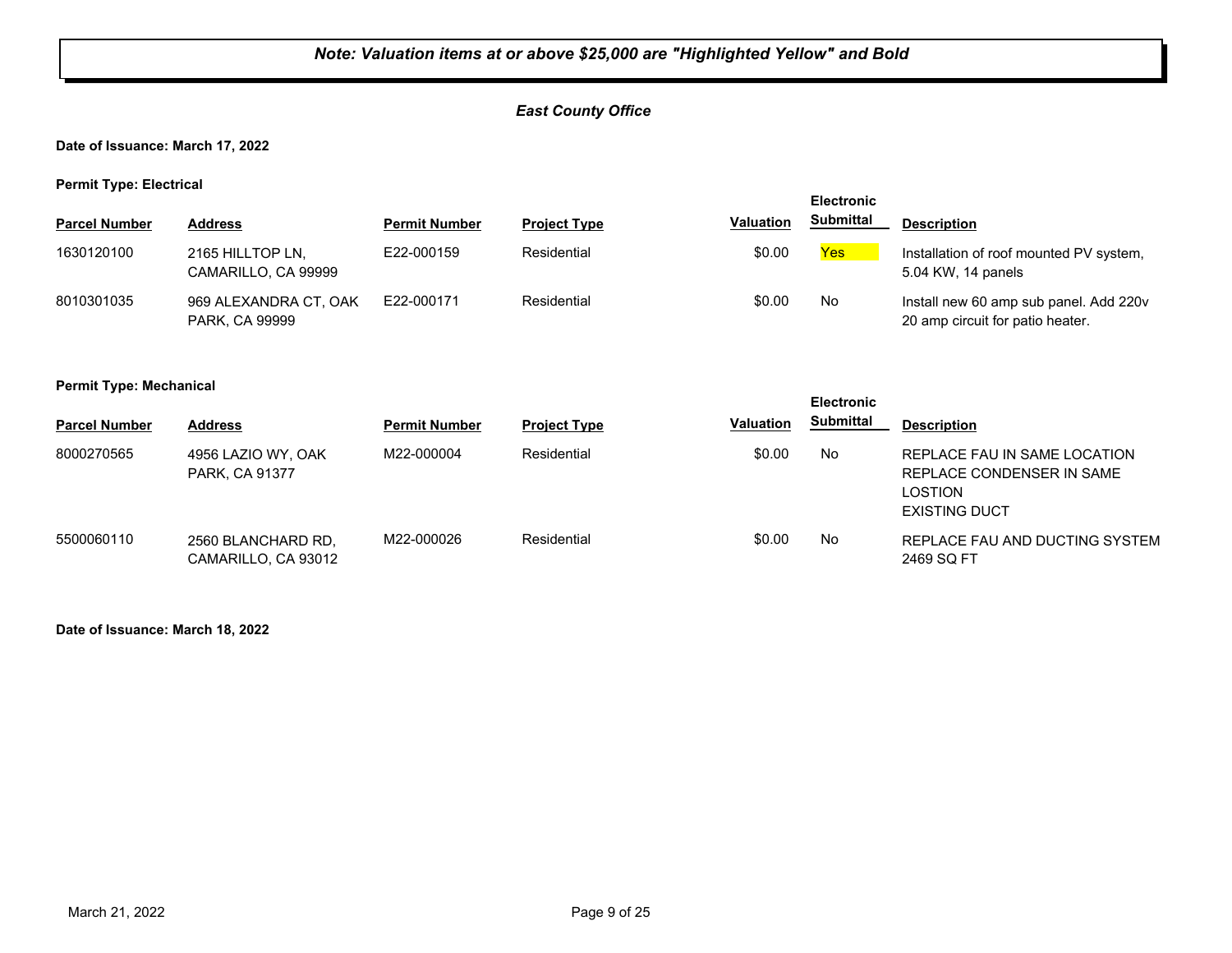***Note: Valuation items at or above $25,000 are "Highlighted Yellow" and Bold***

***East County Office***

**Date of Issuance: March 17, 2022**

**Permit Type: Electrical**

| Parcel Number | Address | Permit Number | Project Type | Valuation | Electronic Submittal | Description |
|---|---|---|---|---|---|---|
| 1630120100 | 2165 HILLTOP LN, CAMARILLO, CA 99999 | E22-000159 | Residential | $0.00 | Yes | Installation of roof mounted PV system, 5.04 KW, 14 panels |
| 8010301035 | 969 ALEXANDRA CT, OAK PARK, CA 99999 | E22-000171 | Residential | $0.00 | No | Install new 60 amp sub panel. Add 220v 20 amp circuit for patio heater. |

**Permit Type: Mechanical**

| Parcel Number | Address | Permit Number | Project Type | Valuation | Electronic Submittal | Description |
|---|---|---|---|---|---|---|
| 8000270565 | 4956 LAZIO WY, OAK PARK, CA 91377 | M22-000004 | Residential | $0.00 | No | REPLACE FAU IN SAME LOCATION REPLACE CONDENSER IN SAME LOSTION EXISTING DUCT |
| 5500060110 | 2560 BLANCHARD RD, CAMARILLO, CA 93012 | M22-000026 | Residential | $0.00 | No | REPLACE FAU AND DUCTING SYSTEM 2469 SQ FT |

**Date of Issuance: March 18, 2022**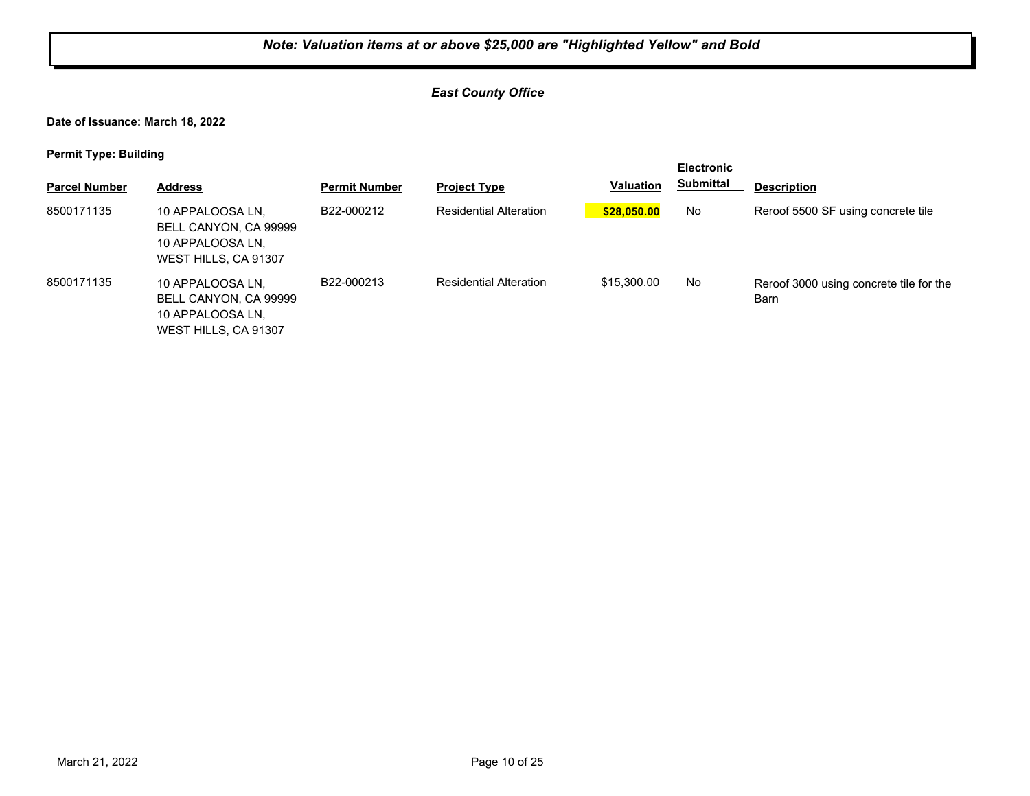***Note: Valuation items at or above $25,000 are "Highlighted Yellow" and Bold***

***East County Office***

**Date of Issuance: March 18, 2022**

**Permit Type: Building**

| Parcel Number | Address | Permit Number | Project Type | Valuation | Electronic Submittal | Description |
|---|---|---|---|---|---|---|
| 8500171135 | 10 APPALOOSA LN, BELL CANYON, CA 99999 10 APPALOOSA LN, WEST HILLS, CA 91307 | B22-000212 | Residential Alteration | **$28,050.00** | No | Reroof 5500 SF using concrete tile |
| 8500171135 | 10 APPALOOSA LN, BELL CANYON, CA 99999 10 APPALOOSA LN, WEST HILLS, CA 91307 | B22-000213 | Residential Alteration | $15,300.00 | No | Reroof 3000 using concrete tile for the Barn |

March 21, 2022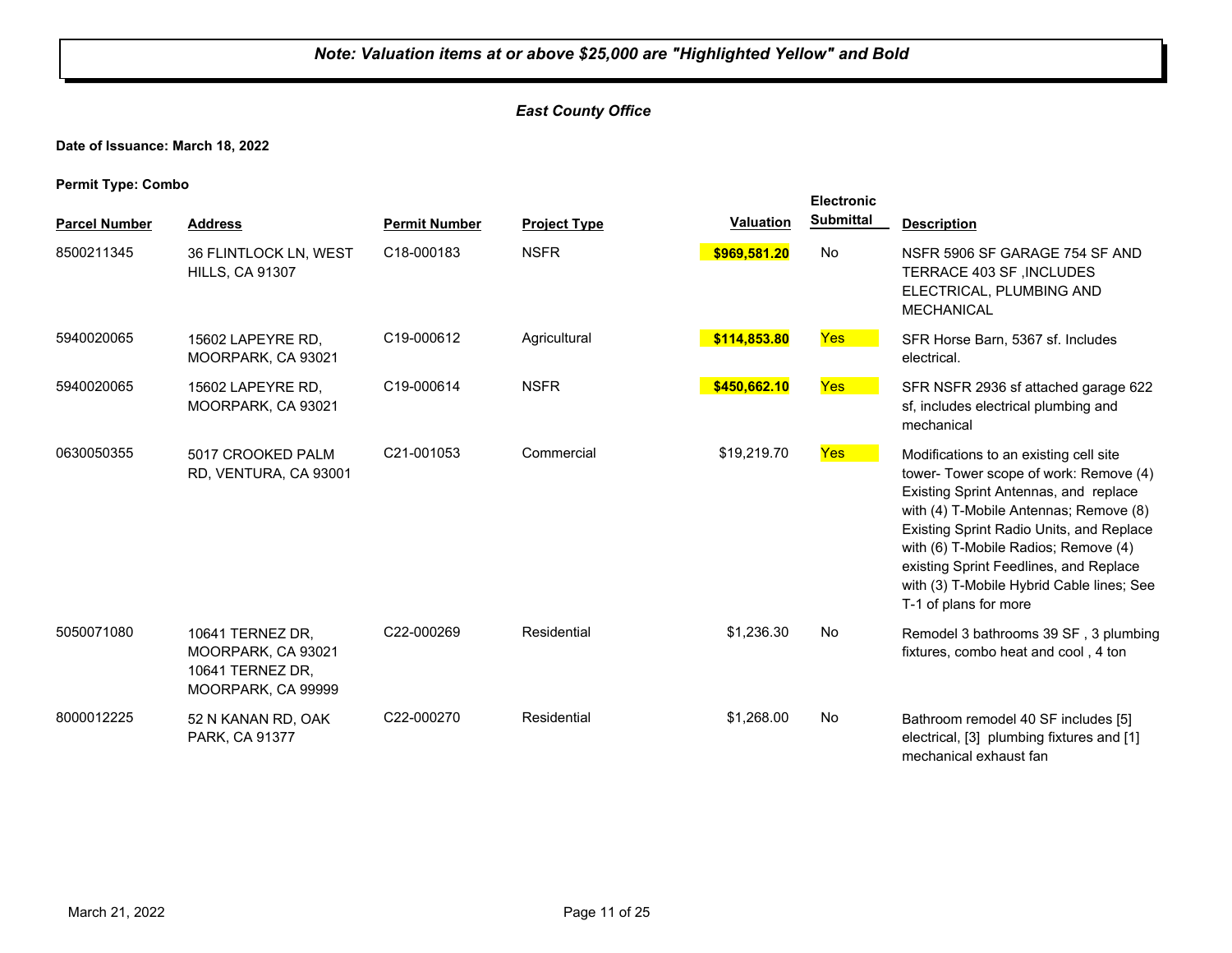***Note: Valuation items at or above $25,000 are "Highlighted Yellow" and Bold***

***East County Office***

**Date of Issuance: March 18, 2022**

**Permit Type: Combo**

| Parcel Number | Address | Permit Number | Project Type | Valuation | Electronic Submittal | Description |
|---|---|---|---|---|---|---|
| 8500211345 | 36 FLINTLOCK LN, WEST HILLS, CA 91307 | C18-000183 | NSFR | **$969,581.20** | No | NSFR 5906 SF GARAGE 754 SF AND TERRACE 403 SF ,INCLUDES ELECTRICAL, PLUMBING AND MECHANICAL |
| 5940020065 | 15602 LAPEYRE RD, MOORPARK, CA 93021 | C19-000612 | Agricultural | **$114,853.80** | Yes | SFR Horse Barn, 5367 sf. Includes electrical. |
| 5940020065 | 15602 LAPEYRE RD, MOORPARK, CA 93021 | C19-000614 | NSFR | **$450,662.10** | Yes | SFR NSFR 2936 sf attached garage 622 sf, includes electrical plumbing and mechanical |
| 0630050355 | 5017 CROOKED PALM RD, VENTURA, CA 93001 | C21-001053 | Commercial | $19,219.70 | Yes | Modifications to an existing cell site tower- Tower scope of work: Remove (4) Existing Sprint Antennas, and replace with (4) T-Mobile Antennas; Remove (8) Existing Sprint Radio Units, and Replace with (6) T-Mobile Radios; Remove (4) existing Sprint Feedlines, and Replace with (3) T-Mobile Hybrid Cable lines; See T-1 of plans for more |
| 5050071080 | 10641 TERNEZ DR, MOORPARK, CA 93021 10641 TERNEZ DR, MOORPARK, CA 99999 | C22-000269 | Residential | $1,236.30 | No | Remodel 3 bathrooms 39 SF , 3 plumbing fixtures, combo heat and cool , 4 ton |
| 8000012225 | 52 N KANAN RD, OAK PARK, CA 91377 | C22-000270 | Residential | $1,268.00 | No | Bathroom remodel 40 SF includes [5] electrical, [3] plumbing fixtures and [1] mechanical exhaust fan |

March 21, 2022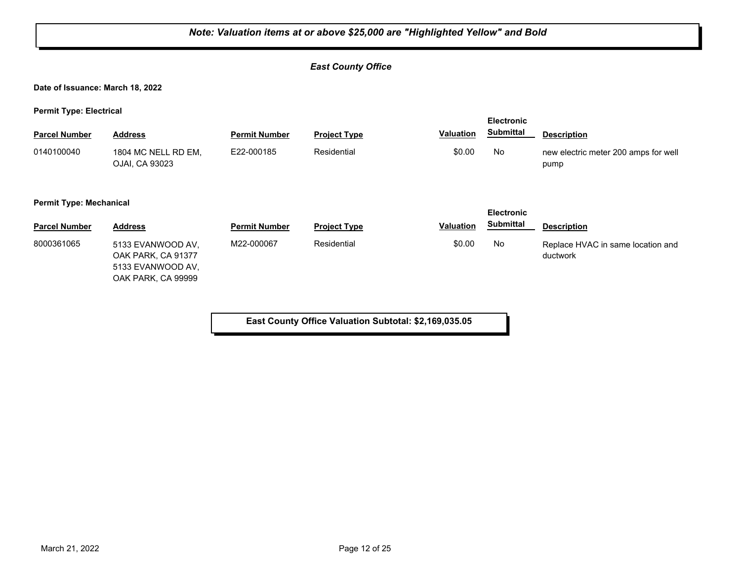***Note: Valuation items at or above $25,000 are "Highlighted Yellow" and Bold***

***East County Office***

**Date of Issuance: March 18, 2022**

**Permit Type: Electrical**

| Parcel Number | Address | Permit Number | Project Type | Valuation | Electronic Submittal | Description |
|---|---|---|---|---|---|---|
| 0140100040 | 1804 MC NELL RD EM, OJAI, CA 93023 | E22-000185 | Residential | $0.00 | No | new electric meter 200 amps for well pump |

**Permit Type: Mechanical**

| Parcel Number | Address | Permit Number | Project Type | Valuation | Electronic Submittal | Description |
|---|---|---|---|---|---|---|
| 8000361065 | 5133 EVANWOOD AV, OAK PARK, CA 91377 5133 EVANWOOD AV, OAK PARK, CA 99999 | M22-000067 | Residential | $0.00 | No | Replace HVAC in same location and ductwork |

**East County Office Valuation Subtotal: $2,169,035.05**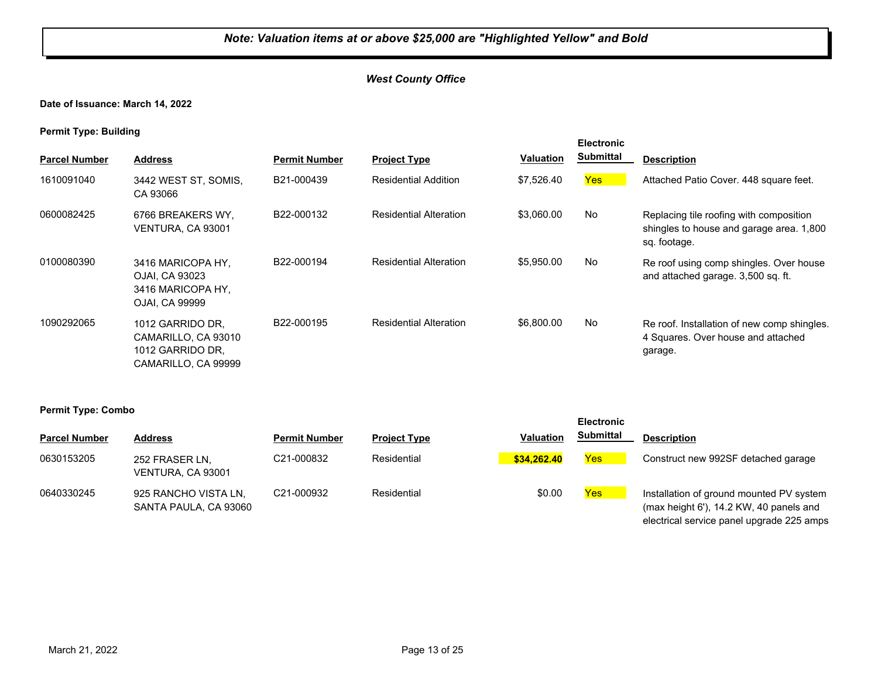***Note: Valuation items at or above $25,000 are "Highlighted Yellow" and Bold***

***West County Office***

**Date of Issuance: March 14, 2022**

**Permit Type: Building**

| Parcel Number | Address | Permit Number | Project Type | Valuation | Electronic Submittal | Description |
|---|---|---|---|---|---|---|
| 1610091040 | 3442 WEST ST, SOMIS, CA 93066 | B21-000439 | Residential Addition | $7,526.40 | Yes | Attached Patio Cover. 448 square feet. |
| 0600082425 | 6766 BREAKERS WY, VENTURA, CA 93001 | B22-000132 | Residential Alteration | $3,060.00 | No | Replacing tile roofing with composition shingles to house and garage area. 1,800 sq. footage. |
| 0100080390 | 3416 MARICOPA HY, OJAI, CA 93023 3416 MARICOPA HY, OJAI, CA 99999 | B22-000194 | Residential Alteration | $5,950.00 | No | Re roof using comp shingles. Over house and attached garage. 3,500 sq. ft. |
| 1090292065 | 1012 GARRIDO DR, CAMARILLO, CA 93010 1012 GARRIDO DR, CAMARILLO, CA 99999 | B22-000195 | Residential Alteration | $6,800.00 | No | Re roof. Installation of new comp shingles. 4 Squares. Over house and attached garage. |

**Permit Type: Combo**

| Parcel Number | Address | Permit Number | Project Type | Valuation | Electronic Submittal | Description |
|---|---|---|---|---|---|---|
| 0630153205 | 252 FRASER LN, VENTURA, CA 93001 | C21-000832 | Residential | **$34,262.40** | Yes | Construct new 992SF detached garage |
| 0640330245 | 925 RANCHO VISTA LN, SANTA PAULA, CA 93060 | C21-000932 | Residential | $0.00 | Yes | Installation of ground mounted PV system (max height 6'), 14.2 KW, 40 panels and electrical service panel upgrade 225 amps |

March 21, 2022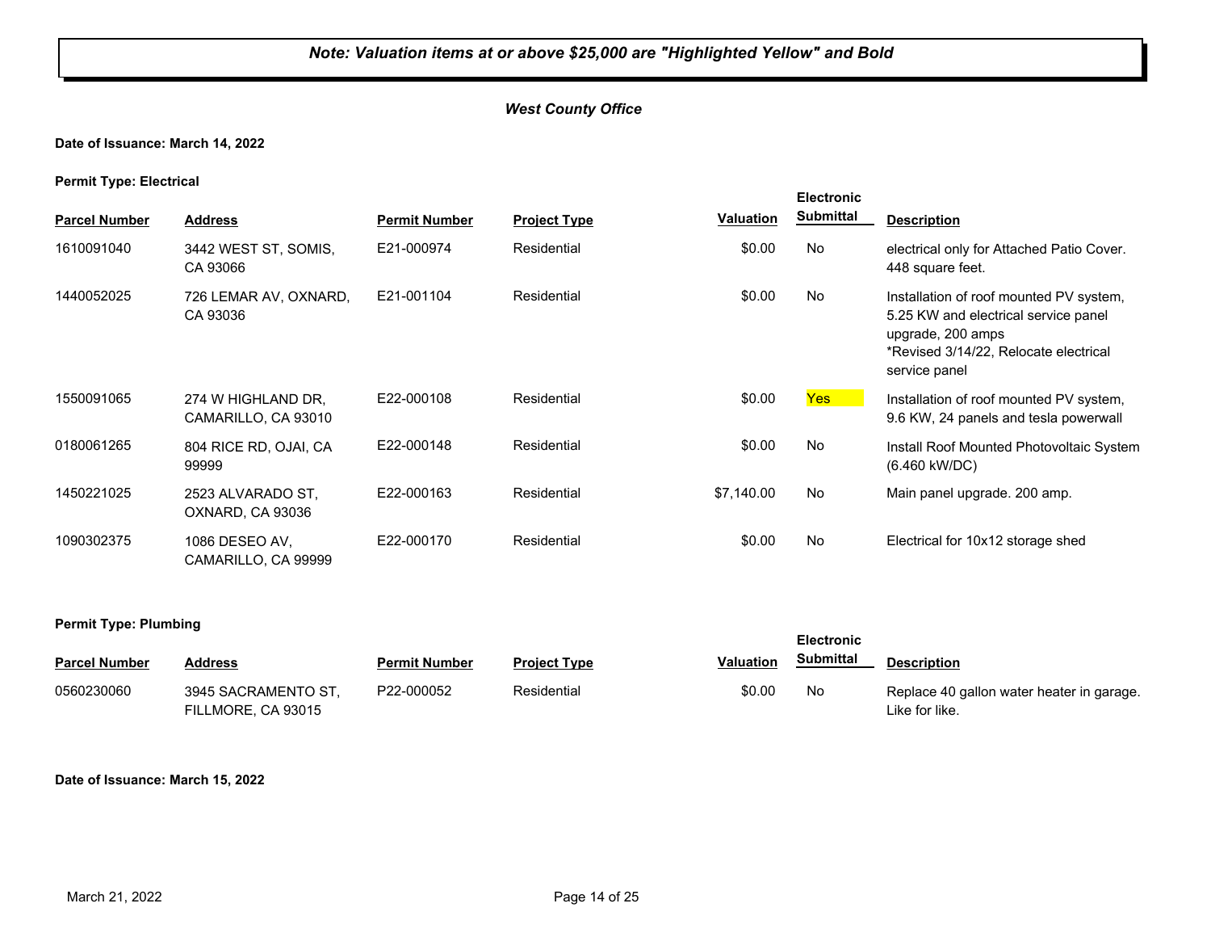***Note: Valuation items at or above $25,000 are "Highlighted Yellow" and Bold***

***West County Office***

**Date of Issuance: March 14, 2022**

**Permit Type: Electrical**

| Parcel Number | Address | Permit Number | Project Type | Valuation | Electronic Submittal | Description |
|---|---|---|---|---|---|---|
| 1610091040 | 3442 WEST ST, SOMIS, CA 93066 | E21-000974 | Residential | $0.00 | No | electrical only for Attached Patio Cover. 448 square feet. |
| 1440052025 | 726 LEMAR AV, OXNARD, CA 93036 | E21-001104 | Residential | $0.00 | No | Installation of roof mounted PV system, 5.25 KW and electrical service panel upgrade, 200 amps *Revised 3/14/22, Relocate electrical service panel |
| 1550091065 | 274 W HIGHLAND DR, CAMARILLO, CA 93010 | E22-000108 | Residential | $0.00 | Yes | Installation of roof mounted PV system, 9.6 KW, 24 panels and tesla powerwall |
| 0180061265 | 804 RICE RD, OJAI, CA 99999 | E22-000148 | Residential | $0.00 | No | Install Roof Mounted Photovoltaic System (6.460 kW/DC) |
| 1450221025 | 2523 ALVARADO ST, OXNARD, CA 93036 | E22-000163 | Residential | $7,140.00 | No | Main panel upgrade. 200 amp. |
| 1090302375 | 1086 DESEO AV, CAMARILLO, CA 99999 | E22-000170 | Residential | $0.00 | No | Electrical for 10x12 storage shed |

**Permit Type: Plumbing**

| Parcel Number | Address | Permit Number | Project Type | Valuation | Electronic Submittal | Description |
|---|---|---|---|---|---|---|
| 0560230060 | 3945 SACRAMENTO ST, FILLMORE, CA 93015 | P22-000052 | Residential | $0.00 | No | Replace 40 gallon water heater in garage. Like for like. |

**Date of Issuance: March 15, 2022**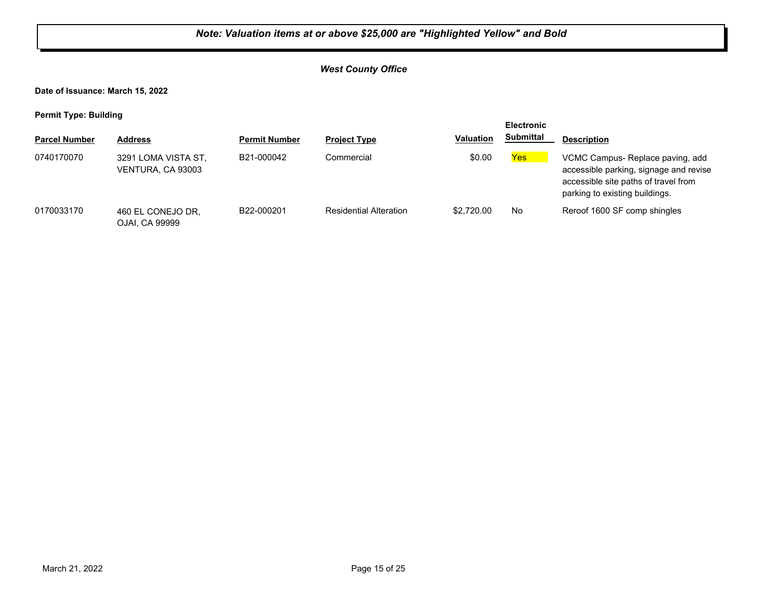***Note: Valuation items at or above $25,000 are "Highlighted Yellow" and Bold***

***West County Office***

**Date of Issuance: March 15, 2022**

**Permit Type: Building**

| Parcel Number | Address | Permit Number | Project Type | Valuation | Electronic Submittal | Description |
|---|---|---|---|---|---|---|
| 0740170070 | 3291 LOMA VISTA ST, VENTURA, CA 93003 | B21-000042 | Commercial | $0.00 | Yes | VCMC Campus- Replace paving, add accessible parking, signage and revise accessible site paths of travel from parking to existing buildings. |
| 0170033170 | 460 EL CONEJO DR, OJAI, CA 99999 | B22-000201 | Residential Alteration | $2,720.00 | No | Reroof 1600 SF comp shingles |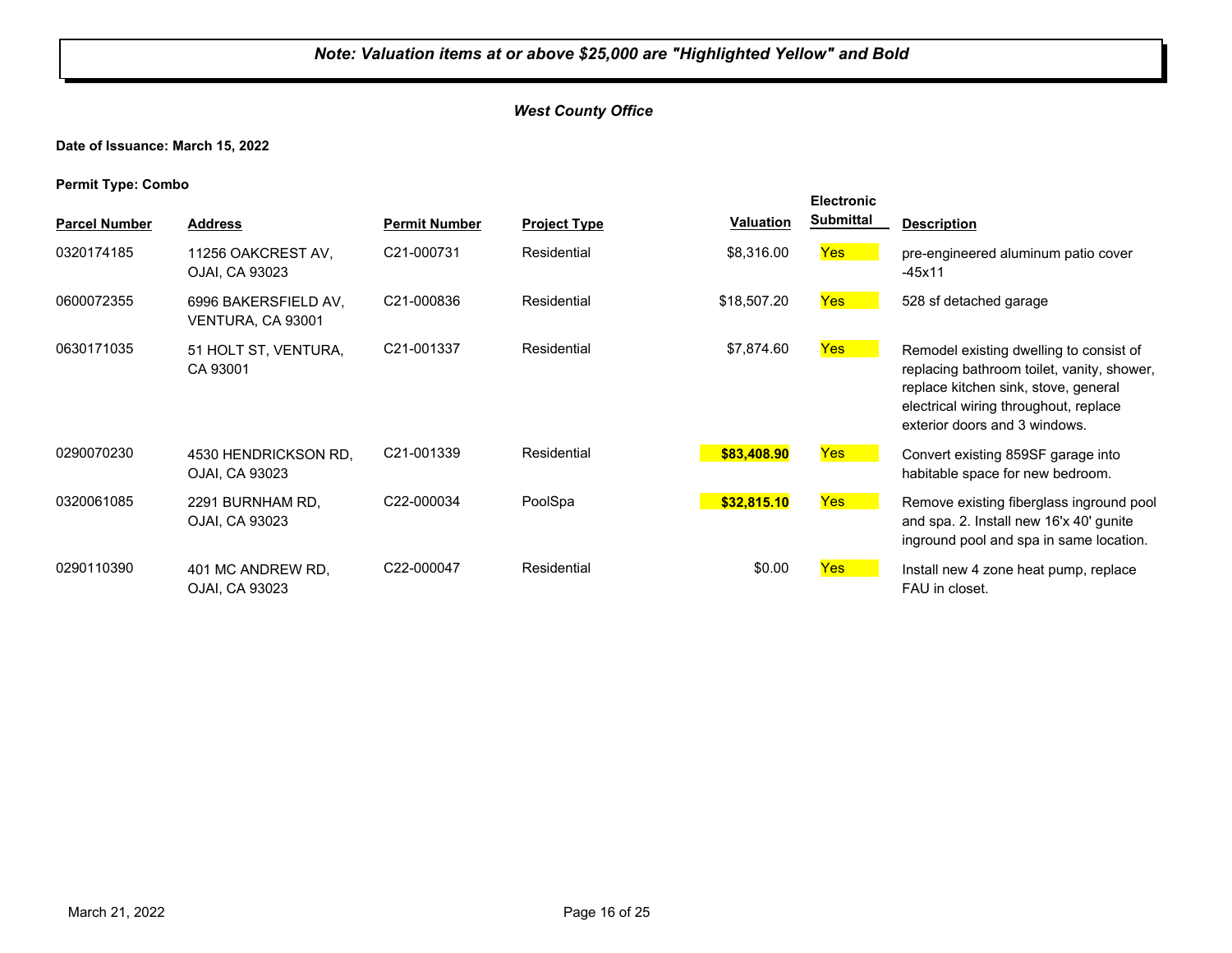***Note: Valuation items at or above $25,000 are "Highlighted Yellow" and Bold***

***West County Office***

**Date of Issuance: March 15, 2022**

**Permit Type: Combo**

| Parcel Number | Address | Permit Number | Project Type | Valuation | Electronic Submittal | Description |
|---|---|---|---|---|---|---|
| 0320174185 | 11256 OAKCREST AV, OJAI, CA 93023 | C21-000731 | Residential | $8,316.00 | Yes | pre-engineered aluminum patio cover -45x11 |
| 0600072355 | 6996 BAKERSFIELD AV, VENTURA, CA 93001 | C21-000836 | Residential | $18,507.20 | Yes | 528 sf detached garage |
| 0630171035 | 51 HOLT ST, VENTURA, CA 93001 | C21-001337 | Residential | $7,874.60 | Yes | Remodel existing dwelling to consist of replacing bathroom toilet, vanity, shower, replace kitchen sink, stove, general electrical wiring throughout, replace exterior doors and 3 windows. |
| 0290070230 | 4530 HENDRICKSON RD, OJAI, CA 93023 | C21-001339 | Residential | **$83,408.90** | Yes | Convert existing 859SF garage into habitable space for new bedroom. |
| 0320061085 | 2291 BURNHAM RD, OJAI, CA 93023 | C22-000034 | PoolSpa | **$32,815.10** | Yes | Remove existing fiberglass inground pool and spa. 2. Install new 16'x 40' gunite inground pool and spa in same location. |
| 0290110390 | 401 MC ANDREW RD, OJAI, CA 93023 | C22-000047 | Residential | $0.00 | Yes | Install new 4 zone heat pump, replace FAU in closet. |

March 21, 2022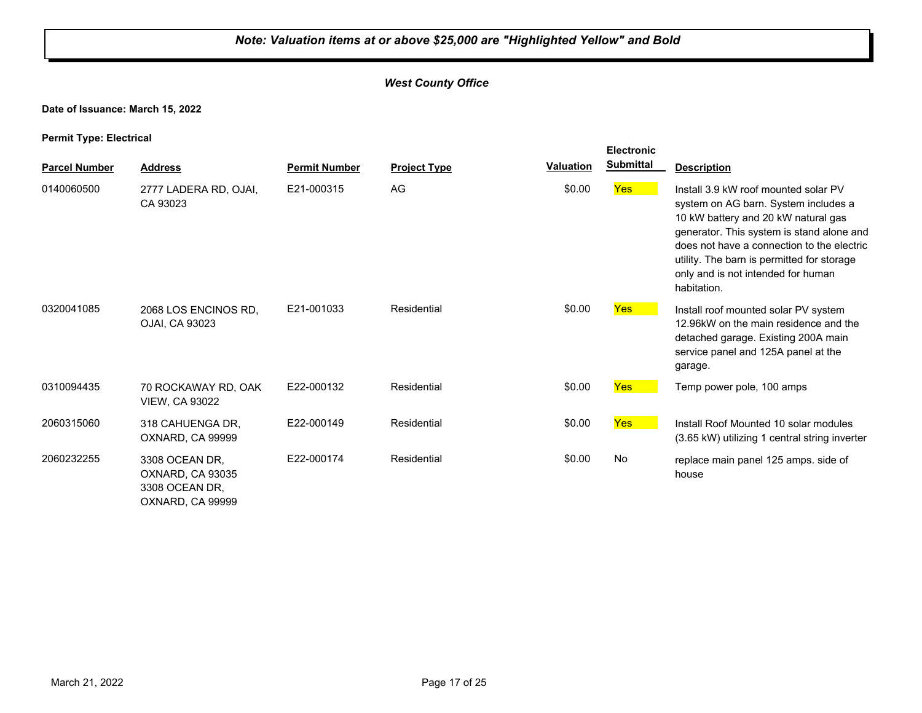***Note: Valuation items at or above $25,000 are "Highlighted Yellow" and Bold***

***West County Office***

**Date of Issuance: March 15, 2022**

**Permit Type: Electrical**

| Parcel Number | Address | Permit Number | Project Type | Valuation | Electronic Submittal | Description |
|---|---|---|---|---|---|---|
| 0140060500 | 2777 LADERA RD, OJAI, CA 93023 | E21-000315 | AG | $0.00 | Yes | Install 3.9 kW roof mounted solar PV system on AG barn. System includes a 10 kW battery and 20 kW natural gas generator. This system is stand alone and does not have a connection to the electric utility. The barn is permitted for storage only and is not intended for human habitation. |
| 0320041085 | 2068 LOS ENCINOS RD, OJAI, CA 93023 | E21-001033 | Residential | $0.00 | Yes | Install roof mounted solar PV system 12.96kW on the main residence and the detached garage. Existing 200A main service panel and 125A panel at the garage. |
| 0310094435 | 70 ROCKAWAY RD, OAK VIEW, CA 93022 | E22-000132 | Residential | $0.00 | Yes | Temp power pole, 100 amps |
| 2060315060 | 318 CAHUENGA DR, OXNARD, CA 99999 | E22-000149 | Residential | $0.00 | Yes | Install Roof Mounted 10 solar modules (3.65 kW) utilizing 1 central string inverter |
| 2060232255 | 3308 OCEAN DR, OXNARD, CA 93035 3308 OCEAN DR, OXNARD, CA 99999 | E22-000174 | Residential | $0.00 | No | replace main panel 125 amps. side of house |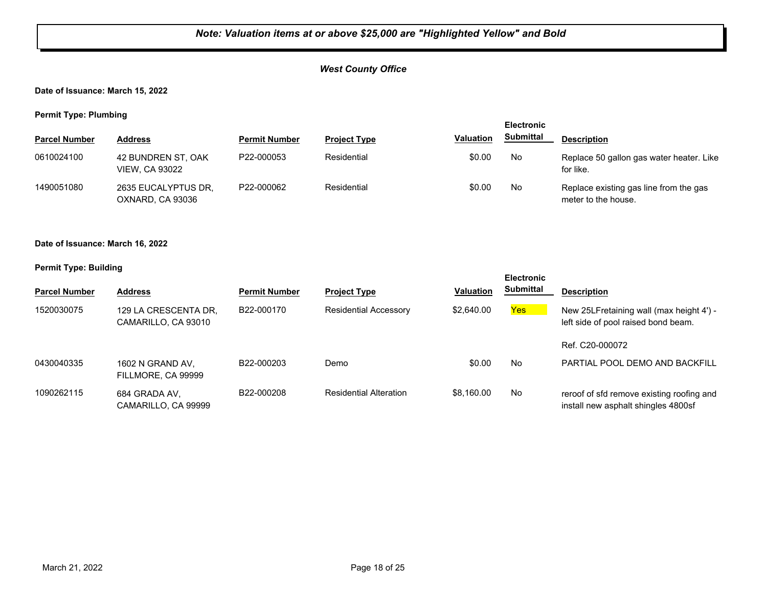***Note: Valuation items at or above $25,000 are "Highlighted Yellow" and Bold***

***West County Office***

**Date of Issuance: March 15, 2022**

**Permit Type: Plumbing**

| Parcel Number | Address | Permit Number | Project Type | Valuation | Electronic Submittal | Description |
|---|---|---|---|---|---|---|
| 0610024100 | 42 BUNDREN ST, OAK VIEW, CA 93022 | P22-000053 | Residential | $0.00 | No | Replace 50 gallon gas water heater. Like for like. |
| 1490051080 | 2635 EUCALYPTUS DR, OXNARD, CA 93036 | P22-000062 | Residential | $0.00 | No | Replace existing gas line from the gas meter to the house. |

**Date of Issuance: March 16, 2022**

**Permit Type: Building**

| Parcel Number | Address | Permit Number | Project Type | Valuation | Electronic Submittal | Description |
|---|---|---|---|---|---|---|
| 1520030075 | 129 LA CRESCENTA DR, CAMARILLO, CA 93010 | B22-000170 | Residential Accessory | $2,640.00 | Yes | New 25LFretaining wall (max height 4') - left side of pool raised bond beam. Ref. C20-000072 |
| 0430040335 | 1602 N GRAND AV, FILLMORE, CA 99999 | B22-000203 | Demo | $0.00 | No | PARTIAL POOL DEMO AND BACKFILL |
| 1090262115 | 684 GRADA AV, CAMARILLO, CA 99999 | B22-000208 | Residential Alteration | $8,160.00 | No | reroof of sfd remove existing roofing and install new asphalt shingles 4800sf |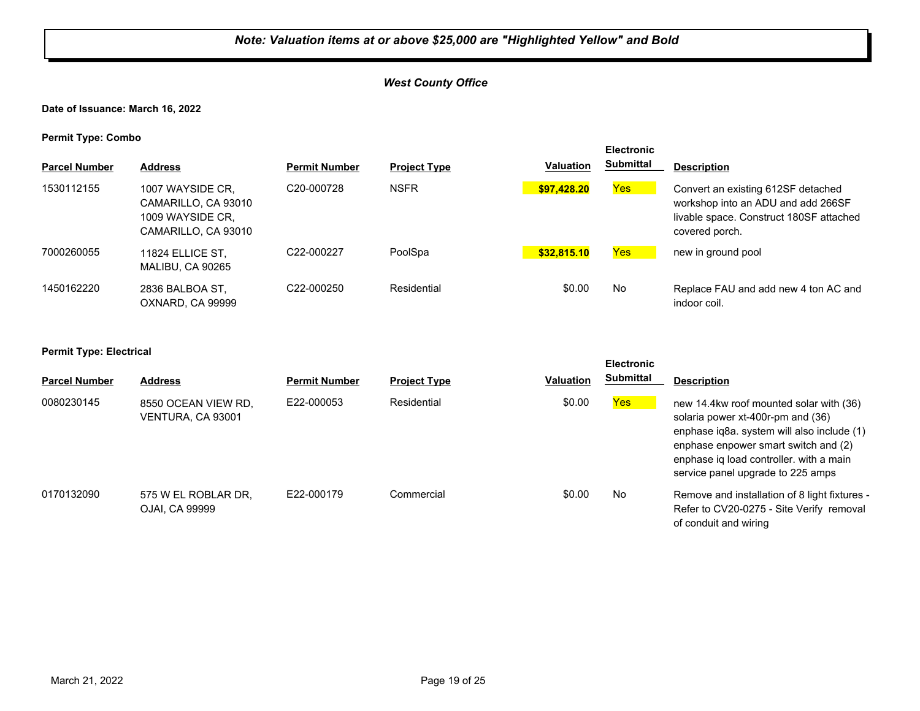***Note: Valuation items at or above $25,000 are "Highlighted Yellow" and Bold***

***West County Office***

**Date of Issuance: March 16, 2022**

**Permit Type: Combo**

| Parcel Number | Address | Permit Number | Project Type | Valuation | Electronic Submittal | Description |
|---|---|---|---|---|---|---|
| 1530112155 | 1007 WAYSIDE CR, CAMARILLO, CA 93010 1009 WAYSIDE CR, CAMARILLO, CA 93010 | C20-000728 | NSFR | **$97,428.20** | Yes | Convert an existing 612SF detached workshop into an ADU and add 266SF livable space. Construct 180SF attached covered porch. |
| 7000260055 | 11824 ELLICE ST, MALIBU, CA 90265 | C22-000227 | PoolSpa | **$32,815.10** | Yes | new in ground pool |
| 1450162220 | 2836 BALBOA ST, OXNARD, CA 99999 | C22-000250 | Residential | $0.00 | No | Replace FAU and add new 4 ton AC and indoor coil. |

**Permit Type: Electrical**

| Parcel Number | Address | Permit Number | Project Type | Valuation | Electronic Submittal | Description |
|---|---|---|---|---|---|---|
| 0080230145 | 8550 OCEAN VIEW RD, VENTURA, CA 93001 | E22-000053 | Residential | $0.00 | Yes | new 14.4kw roof mounted solar with (36) solaria power xt-400r-pm and (36) enphase iq8a. system will also include (1) enphase enpower smart switch and (2) enphase iq load controller. with a main service panel upgrade to 225 amps |
| 0170132090 | 575 W EL ROBLAR DR, OJAI, CA 99999 | E22-000179 | Commercial | $0.00 | No | Remove and installation of 8 light fixtures - Refer to CV20-0275 - Site Verify removal of conduit and wiring |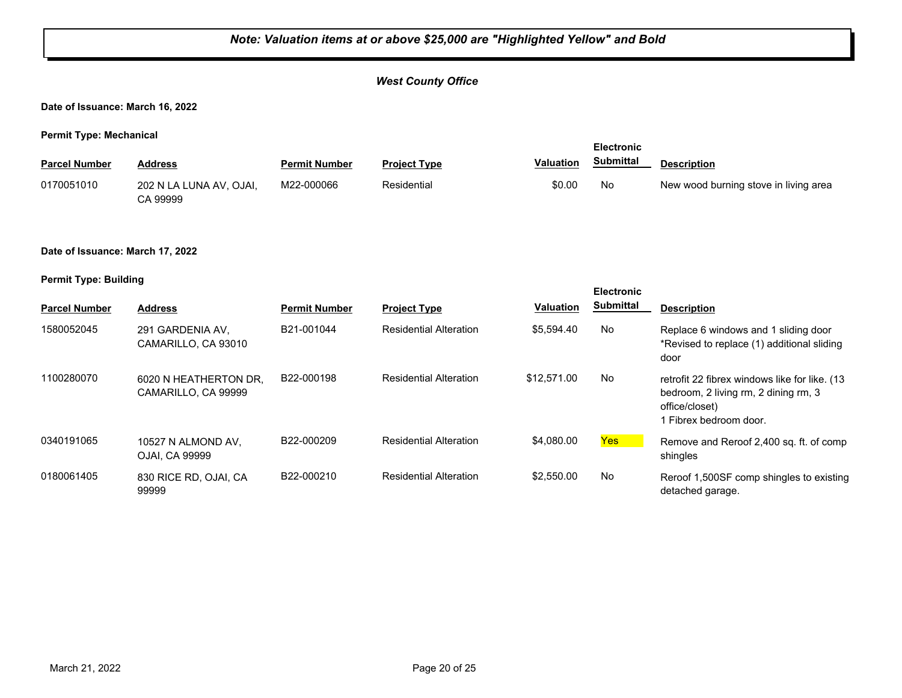***Note: Valuation items at or above $25,000 are "Highlighted Yellow" and Bold***

***West County Office***

**Date of Issuance: March 16, 2022**

**Permit Type: Mechanical**

| Parcel Number | Address | Permit Number | Project Type | Valuation | Electronic Submittal | Description |
|---|---|---|---|---|---|---|
| 0170051010 | 202 N LA LUNA AV, OJAI, CA 99999 | M22-000066 | Residential | $0.00 | No | New wood burning stove in living area |

**Date of Issuance: March 17, 2022**

**Permit Type: Building**

| Parcel Number | Address | Permit Number | Project Type | Valuation | Electronic Submittal | Description |
|---|---|---|---|---|---|---|
| 1580052045 | 291 GARDENIA AV, CAMARILLO, CA 93010 | B21-001044 | Residential Alteration | $5,594.40 | No | Replace 6 windows and 1 sliding door *Revised to replace (1) additional sliding door |
| 1100280070 | 6020 N HEATHERTON DR, CAMARILLO, CA 99999 | B22-000198 | Residential Alteration | $12,571.00 | No | retrofit 22 fibrex windows like for like. (13 bedroom, 2 living rm, 2 dining rm, 3 office/closet) 1 Fibrex bedroom door. |
| 0340191065 | 10527 N ALMOND AV, OJAI, CA 99999 | B22-000209 | Residential Alteration | $4,080.00 | Yes | Remove and Reroof 2,400 sq. ft. of comp shingles |
| 0180061405 | 830 RICE RD, OJAI, CA 99999 | B22-000210 | Residential Alteration | $2,550.00 | No | Reroof 1,500SF comp shingles to existing detached garage. |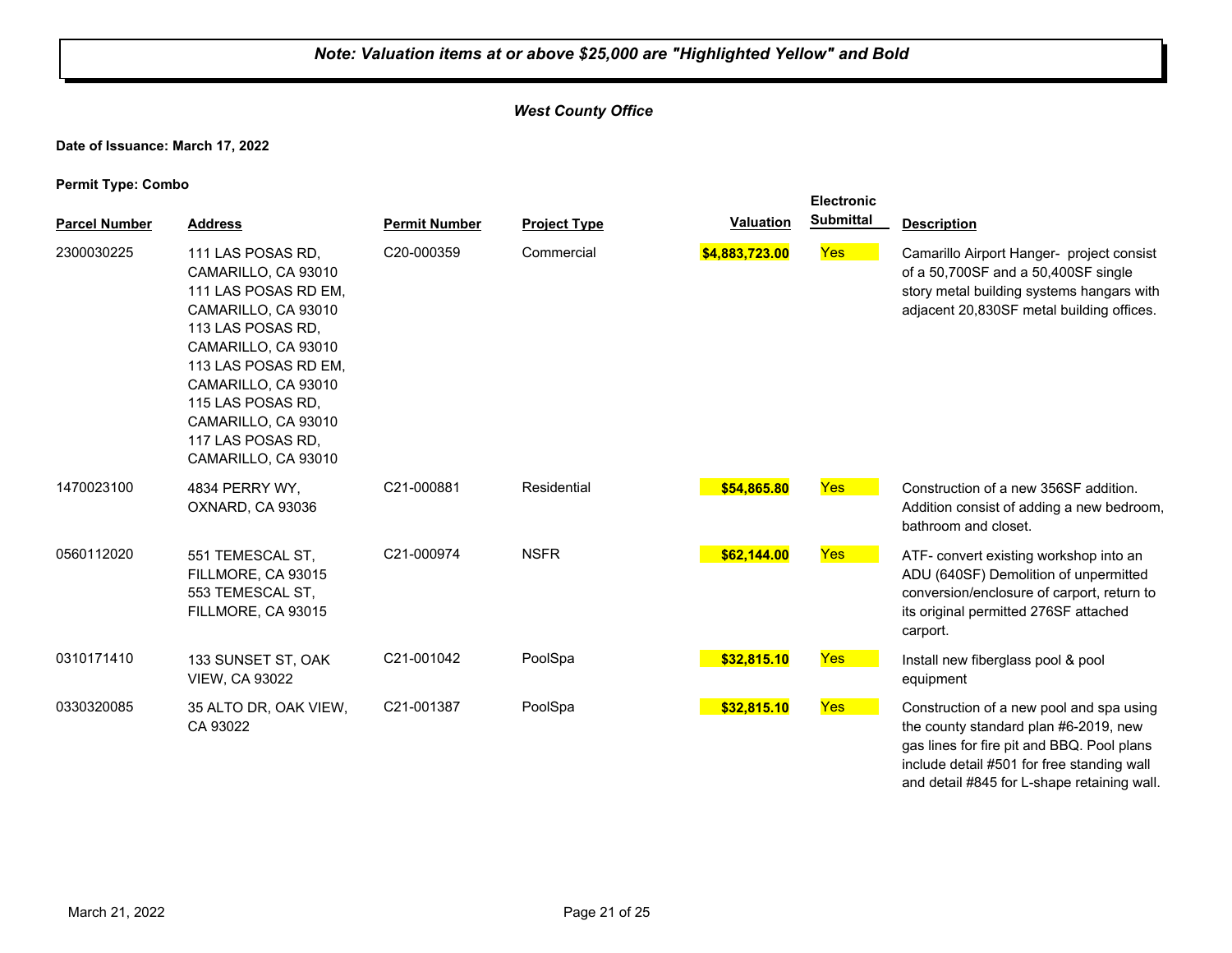***Note: Valuation items at or above $25,000 are "Highlighted Yellow" and Bold***

***West County Office***

**Date of Issuance: March 17, 2022**

**Permit Type: Combo**

| Parcel Number | Address | Permit Number | Project Type | Valuation | Electronic Submittal | Description |
|---|---|---|---|---|---|---|
| 2300030225 | 111 LAS POSAS RD, CAMARILLO, CA 93010 111 LAS POSAS RD EM, CAMARILLO, CA 93010 113 LAS POSAS RD, CAMARILLO, CA 93010 113 LAS POSAS RD EM, CAMARILLO, CA 93010 115 LAS POSAS RD, CAMARILLO, CA 93010 117 LAS POSAS RD, CAMARILLO, CA 93010 | C20-000359 | Commercial | **$4,883,723.00** | Yes | Camarillo Airport Hanger- project consist of a 50,700SF and a 50,400SF single story metal building systems hangars with adjacent 20,830SF metal building offices. |
| 1470023100 | 4834 PERRY WY, OXNARD, CA 93036 | C21-000881 | Residential | **$54,865.80** | Yes | Construction of a new 356SF addition. Addition consist of adding a new bedroom, bathroom and closet. |
| 0560112020 | 551 TEMESCAL ST, FILLMORE, CA 93015 553 TEMESCAL ST, FILLMORE, CA 93015 | C21-000974 | NSFR | **$62,144.00** | Yes | ATF- convert existing workshop into an ADU (640SF) Demolition of unpermitted conversion/enclosure of carport, return to its original permitted 276SF attached carport. |
| 0310171410 | 133 SUNSET ST, OAK VIEW, CA 93022 | C21-001042 | PoolSpa | **$32,815.10** | Yes | Install new fiberglass pool & pool equipment |
| 0330320085 | 35 ALTO DR, OAK VIEW, CA 93022 | C21-001387 | PoolSpa | **$32,815.10** | Yes | Construction of a new pool and spa using the county standard plan #6-2019, new gas lines for fire pit and BBQ. Pool plans include detail #501 for free standing wall and detail #845 for L-shape retaining wall. |

March 21, 2022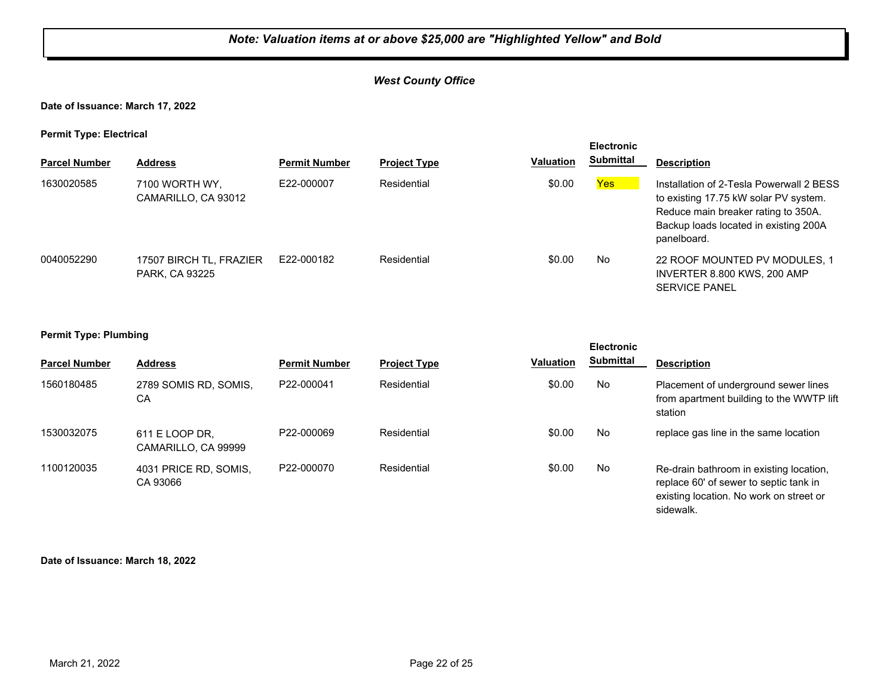*Note: Valuation items at or above $25,000 are "Highlighted Yellow" and Bold*

***West County Office***

**Date of Issuance: March 17, 2022**

**Permit Type: Electrical**

| Parcel Number | Address | Permit Number | Project Type | Valuation | Electronic Submittal | Description |
|---|---|---|---|---|---|---|
| 1630020585 | 7100 WORTH WY, CAMARILLO, CA 93012 | E22-000007 | Residential | $0.00 | Yes | Installation of 2-Tesla Powerwall 2 BESS to existing 17.75 kW solar PV system. Reduce main breaker rating to 350A. Backup loads located in existing 200A panelboard. |
| 0040052290 | 17507 BIRCH TL, FRAZIER PARK, CA 93225 | E22-000182 | Residential | $0.00 | No | 22 ROOF MOUNTED PV MODULES, 1 INVERTER 8.800 KWS, 200 AMP SERVICE PANEL |

**Permit Type: Plumbing**

| Parcel Number | Address | Permit Number | Project Type | Valuation | Electronic Submittal | Description |
|---|---|---|---|---|---|---|
| 1560180485 | 2789 SOMIS RD, SOMIS, CA | P22-000041 | Residential | $0.00 | No | Placement of underground sewer lines from apartment building to the WWTP lift station |
| 1530032075 | 611 E LOOP DR, CAMARILLO, CA 99999 | P22-000069 | Residential | $0.00 | No | replace gas line in the same location |
| 1100120035 | 4031 PRICE RD, SOMIS, CA 93066 | P22-000070 | Residential | $0.00 | No | Re-drain bathroom in existing location, replace 60' of sewer to septic tank in existing location. No work on street or sidewalk. |

**Date of Issuance: March 18, 2022**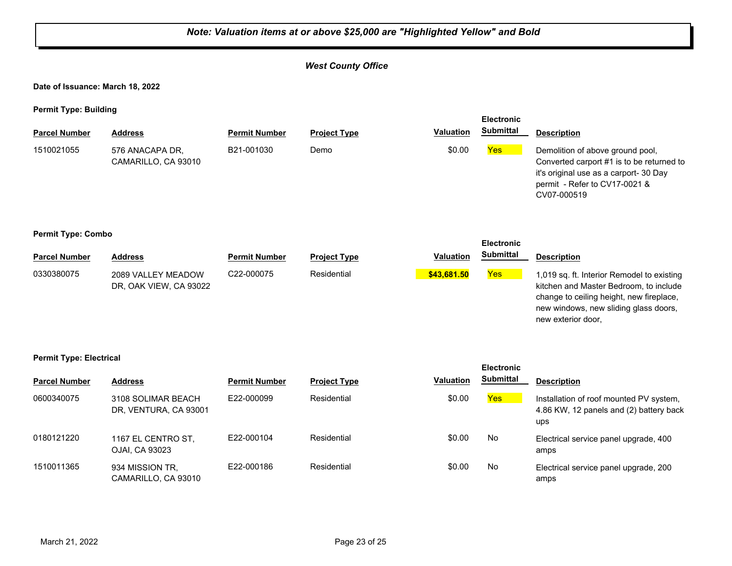***Note: Valuation items at or above $25,000 are "Highlighted Yellow" and Bold***

***West County Office***

**Date of Issuance: March 18, 2022**

**Permit Type: Building**

| Parcel Number | Address | Permit Number | Project Type | Valuation | Electronic Submittal | Description |
|---|---|---|---|---|---|---|
| 1510021055 | 576 ANACAPA DR, CAMARILLO, CA 93010 | B21-001030 | Demo | $0.00 | Yes | Demolition of above ground pool, Converted carport #1 is to be returned to it's original use as a carport- 30 Day permit - Refer to CV17-0021 & CV07-000519 |

**Permit Type: Combo**

| Parcel Number | Address | Permit Number | Project Type | Valuation | Electronic Submittal | Description |
|---|---|---|---|---|---|---|
| 0330380075 | 2089 VALLEY MEADOW DR, OAK VIEW, CA 93022 | C22-000075 | Residential | **$43,681.50** | Yes | 1,019 sq. ft. Interior Remodel to existing kitchen and Master Bedroom, to include change to ceiling height, new fireplace, new windows, new sliding glass doors, new exterior door, |

**Permit Type: Electrical**

| Parcel Number | Address | Permit Number | Project Type | Valuation | Electronic Submittal | Description |
|---|---|---|---|---|---|---|
| 0600340075 | 3108 SOLIMAR BEACH DR, VENTURA, CA 93001 | E22-000099 | Residential | $0.00 | Yes | Installation of roof mounted PV system, 4.86 KW, 12 panels and (2) battery back ups |
| 0180121220 | 1167 EL CENTRO ST, OJAI, CA 93023 | E22-000104 | Residential | $0.00 | No | Electrical service panel upgrade, 400 amps |
| 1510011365 | 934 MISSION TR, CAMARILLO, CA 93010 | E22-000186 | Residential | $0.00 | No | Electrical service panel upgrade, 200 amps |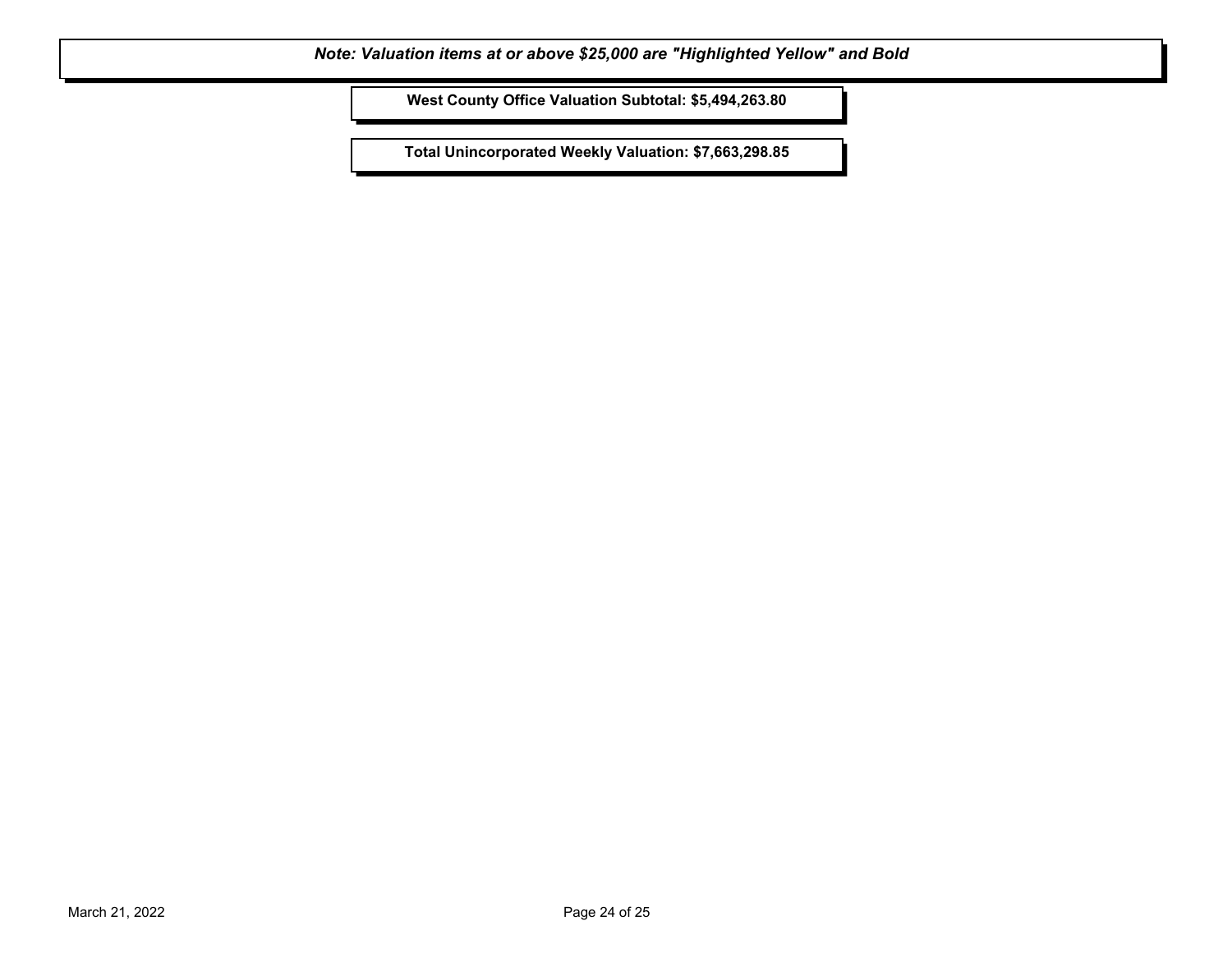***Note: Valuation items at or above $25,000 are "Highlighted Yellow" and Bold***

**West County Office Valuation Subtotal: $5,494,263.80**

**Total Unincorporated Weekly Valuation: $7,663,298.85**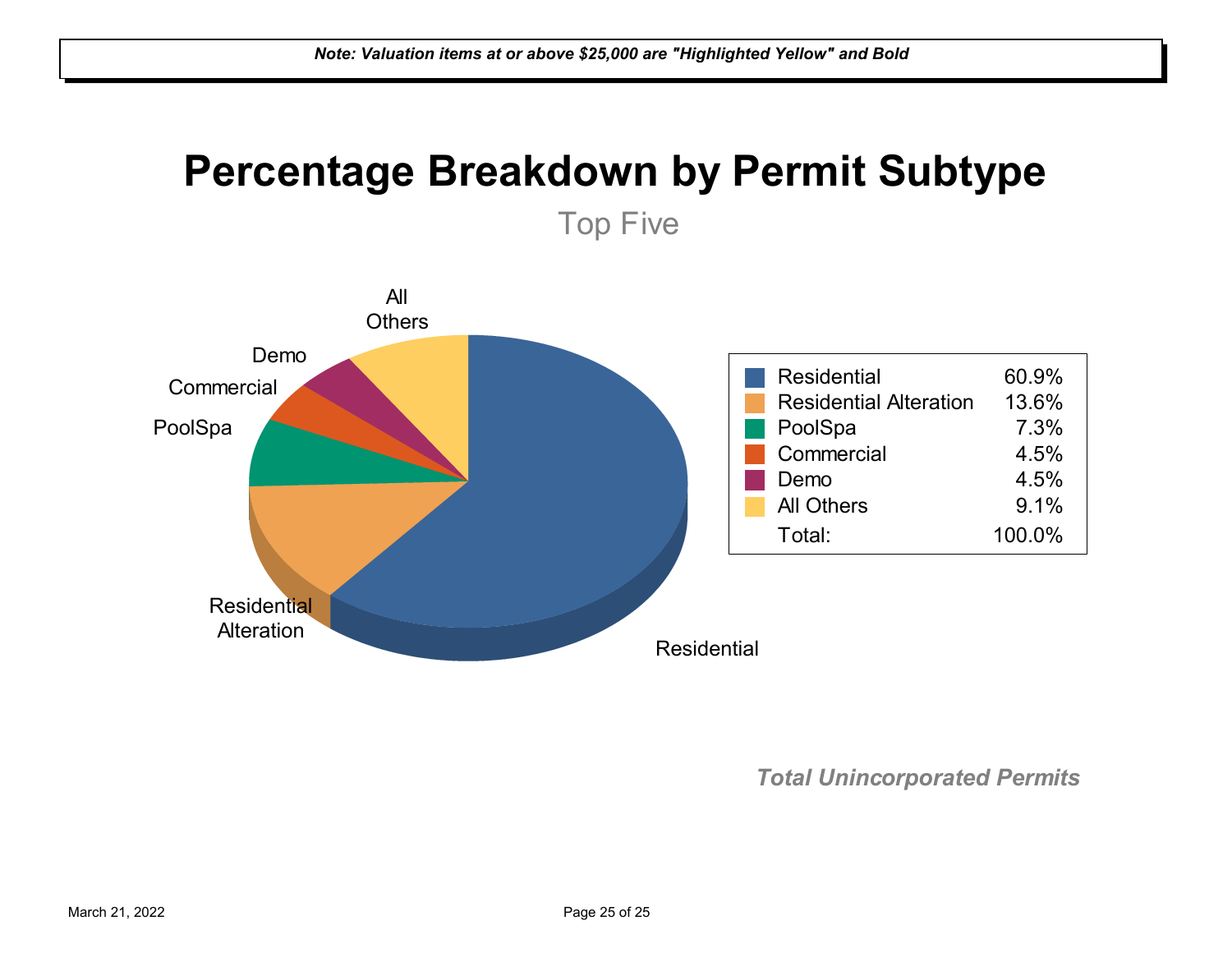***Note: Valuation items at or above $25,000 are "Highlighted Yellow" and Bold***

# Percentage Breakdown by Permit Subtype

Top Five

All Others
Demo
Commercial
PoolSpa
Residential Alteration
Residential

Residential 60.9%
Residential Alteration 13.6%
PoolSpa 7.3%
Commercial 4.5%
Demo 4.5%
All Others 9.1%
Total: 100.0%

***Total Unincorporated Permits***

March 21, 2022